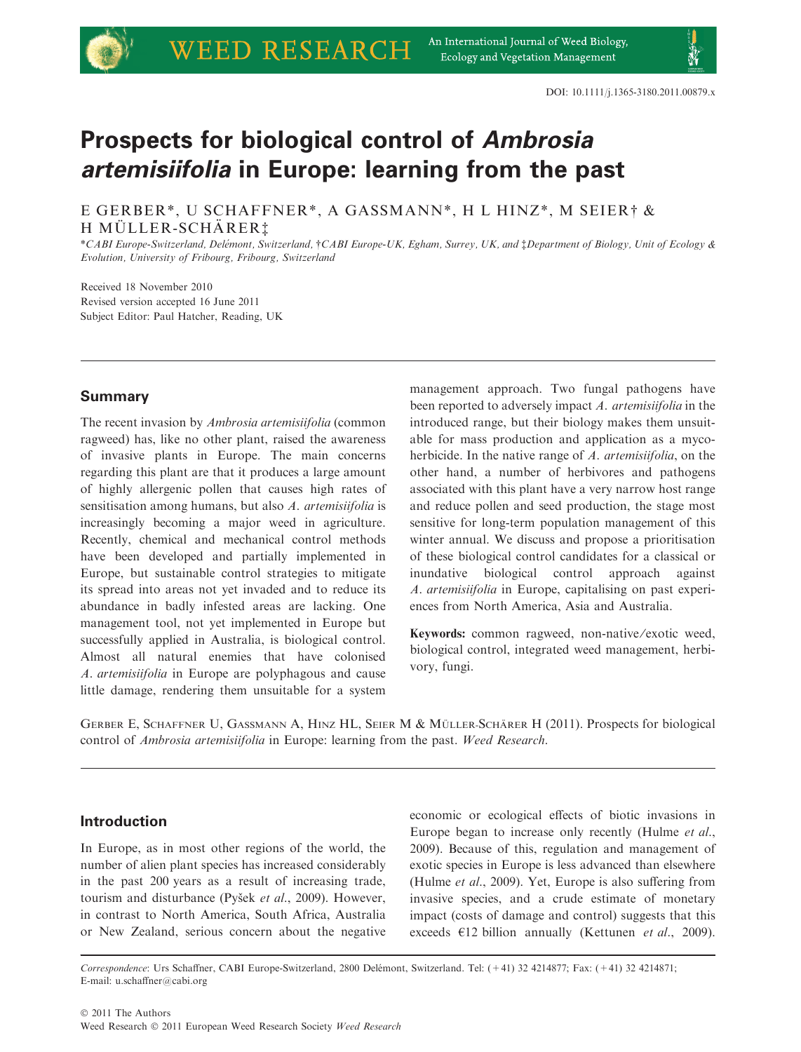DOI: 10.1111/j.1365-3180.2011.00879.x

# Prospects for biological control of *Ambrosia artemisiifolia* in Europe: learning from the past

E GERBER*, U SCHAFFNER*, A GASSMANN*, H L HINZ*, M SEIER† & H MÜLLER-SCHÄRER‡

*CABI Europe-Switzerland, Delémont, Switzerland, †CABI Europe-UK, Egham, Surrey, UK, and ‡Department of Biology, Unit of Ecology & Evolution, University of Fribourg, Fribourg, Switzerland

Received 18 November 2010
Revised version accepted 16 June 2011
Subject Editor: Paul Hatcher, Reading, UK

## Summary

The recent invasion by *Ambrosia artemisiifolia* (common ragweed) has, like no other plant, raised the awareness of invasive plants in Europe. The main concerns regarding this plant are that it produces a large amount of highly allergenic pollen that causes high rates of sensitisation among humans, but also *A. artemisiifolia* is increasingly becoming a major weed in agriculture. Recently, chemical and mechanical control methods have been developed and partially implemented in Europe, but sustainable control strategies to mitigate its spread into areas not yet invaded and to reduce its abundance in badly infested areas are lacking. One management tool, not yet implemented in Europe but successfully applied in Australia, is biological control. Almost all natural enemies that have colonised *A. artemisiifolia* in Europe are polyphagous and cause little damage, rendering them unsuitable for a system management approach. Two fungal pathogens have been reported to adversely impact *A. artemisiifolia* in the introduced range, but their biology makes them unsuitable for mass production and application as a mycoherbicide. In the native range of *A. artemisiifolia*, on the other hand, a number of herbivores and pathogens associated with this plant have a very narrow host range and reduce pollen and seed production, the stage most sensitive for long-term population management of this winter annual. We discuss and propose a prioritisation of these biological control candidates for a classical or inundative biological control approach against *A. artemisiifolia* in Europe, capitalising on past experiences from North America, Asia and Australia.

**Keywords:** common ragweed, non-native/exotic weed, biological control, integrated weed management, herbivory, fungi.

GERBER E, SCHAFFNER U, GASSMANN A, HINZ HL, SEIER M & MÜLLER-SCHÄRER H (2011). Prospects for biological control of *Ambrosia artemisiifolia* in Europe: learning from the past. *Weed Research*.

## Introduction

In Europe, as in most other regions of the world, the number of alien plant species has increased considerably in the past 200 years as a result of increasing trade, tourism and disturbance (Pyšek *et al.*, 2009). However, in contrast to North America, South Africa, Australia or New Zealand, serious concern about the negative economic or ecological effects of biotic invasions in Europe began to increase only recently (Hulme *et al.*, 2009). Because of this, regulation and management of exotic species in Europe is less advanced than elsewhere (Hulme *et al.*, 2009). Yet, Europe is also suffering from invasive species, and a crude estimate of monetary impact (costs of damage and control) suggests that this exceeds €12 billion annually (Kettunen *et al.*, 2009).

*Correspondence*: Urs Schaffner, CABI Europe-Switzerland, 2800 Delémont, Switzerland. Tel: (+41) 32 4214877; Fax: (+41) 32 4214871; E-mail: u.schaffner@cabi.org

© 2011 The Authors
Weed Research © 2011 European Weed Research Society *Weed Research*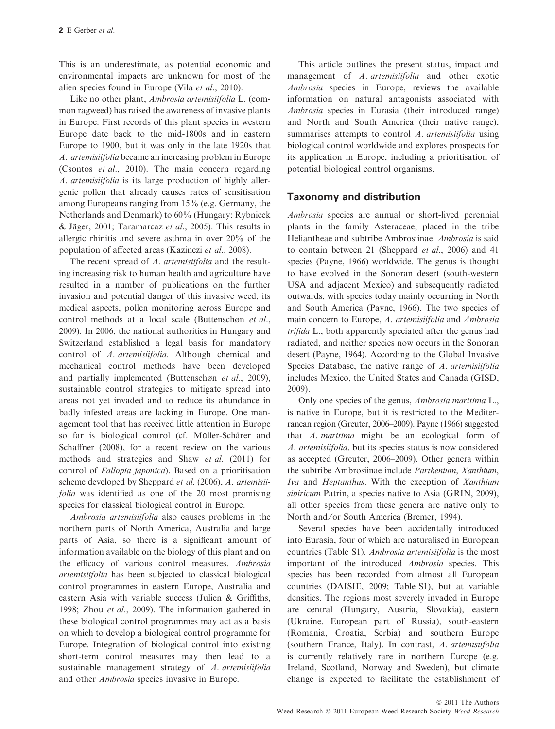This is an underestimate, as potential economic and environmental impacts are unknown for most of the alien species found in Europe (Vilà *et al*., 2010).

Like no other plant, *Ambrosia artemisiifolia* L. (common ragweed) has raised the awareness of invasive plants in Europe. First records of this plant species in western Europe date back to the mid-1800s and in eastern Europe to 1900, but it was only in the late 1920s that *A. artemisiifolia* became an increasing problem in Europe (Csontos *et al*., 2010). The main concern regarding *A. artemisiifolia* is its large production of highly allergenic pollen that already causes rates of sensitisation among Europeans ranging from 15% (e.g. Germany, the Netherlands and Denmark) to 60% (Hungary: Rybnicek & Jäger, 2001; Taramarcaz *et al*., 2005). This results in allergic rhinitis and severe asthma in over 20% of the population of affected areas (Kazinczi *et al*., 2008).

The recent spread of *A. artemisiifolia* and the resulting increasing risk to human health and agriculture have resulted in a number of publications on the further invasion and potential danger of this invasive weed, its medical aspects, pollen monitoring across Europe and control methods at a local scale (Buttenschøn *et al*., 2009). In 2006, the national authorities in Hungary and Switzerland established a legal basis for mandatory control of *A. artemisiifolia*. Although chemical and mechanical control methods have been developed and partially implemented (Buttenschøn *et al*., 2009), sustainable control strategies to mitigate spread into areas not yet invaded and to reduce its abundance in badly infested areas are lacking in Europe. One management tool that has received little attention in Europe so far is biological control (cf. Müller-Schärer and Schaffner (2008), for a recent review on the various methods and strategies and Shaw *et al*. (2011) for control of *Fallopia japonica*). Based on a prioritisation scheme developed by Sheppard *et al*. (2006), *A. artemisiifolia* was identified as one of the 20 most promising species for classical biological control in Europe.

*Ambrosia artemisiifolia* also causes problems in the northern parts of North America, Australia and large parts of Asia, so there is a significant amount of information available on the biology of this plant and on the efficacy of various control measures. *Ambrosia artemisiifolia* has been subjected to classical biological control programmes in eastern Europe, Australia and eastern Asia with variable success (Julien & Griffiths, 1998; Zhou *et al*., 2009). The information gathered in these biological control programmes may act as a basis on which to develop a biological control programme for Europe. Integration of biological control into existing short-term control measures may then lead to a sustainable management strategy of *A. artemisiifolia* and other *Ambrosia* species invasive in Europe.

This article outlines the present status, impact and management of *A. artemisiifolia* and other exotic *Ambrosia* species in Europe, reviews the available information on natural antagonists associated with *Ambrosia* species in Eurasia (their introduced range) and North and South America (their native range), summarises attempts to control *A. artemisiifolia* using biological control worldwide and explores prospects for its application in Europe, including a prioritisation of potential biological control organisms.

## Taxonomy and distribution

*Ambrosia* species are annual or short-lived perennial plants in the family Asteraceae, placed in the tribe Heliantheae and subtribe Ambrosiinae. *Ambrosia* is said to contain between 21 (Sheppard *et al*., 2006) and 41 species (Payne, 1966) worldwide. The genus is thought to have evolved in the Sonoran desert (south-western USA and adjacent Mexico) and subsequently radiated outwards, with species today mainly occurring in North and South America (Payne, 1966). The two species of main concern to Europe, *A. artemisiifolia* and *Ambrosia trifida* L., both apparently speciated after the genus had radiated, and neither species now occurs in the Sonoran desert (Payne, 1964). According to the Global Invasive Species Database, the native range of *A. artemisiifolia* includes Mexico, the United States and Canada (GISD, 2009).

Only one species of the genus, *Ambrosia maritima* L., is native in Europe, but it is restricted to the Mediterranean region (Greuter, 2006–2009). Payne (1966) suggested that *A. maritima* might be an ecological form of *A. artemisiifolia*, but its species status is now considered as accepted (Greuter, 2006–2009). Other genera within the subtribe Ambrosiinae include *Parthenium*, *Xanthium*, *Iva* and *Heptanthus*. With the exception of *Xanthium sibiricum* Patrin, a species native to Asia (GRIN, 2009), all other species from these genera are native only to North and/or South America (Bremer, 1994).

Several species have been accidentally introduced into Eurasia, four of which are naturalised in European countries (Table S1). *Ambrosia artemisiifolia* is the most important of the introduced *Ambrosia* species. This species has been recorded from almost all European countries (DAISIE, 2009; Table S1), but at variable densities. The regions most severely invaded in Europe are central (Hungary, Austria, Slovakia), eastern (Ukraine, European part of Russia), south-eastern (Romania, Croatia, Serbia) and southern Europe (southern France, Italy). In contrast, *A. artemisiifolia* is currently relatively rare in northern Europe (e.g. Ireland, Scotland, Norway and Sweden), but climate change is expected to facilitate the establishment of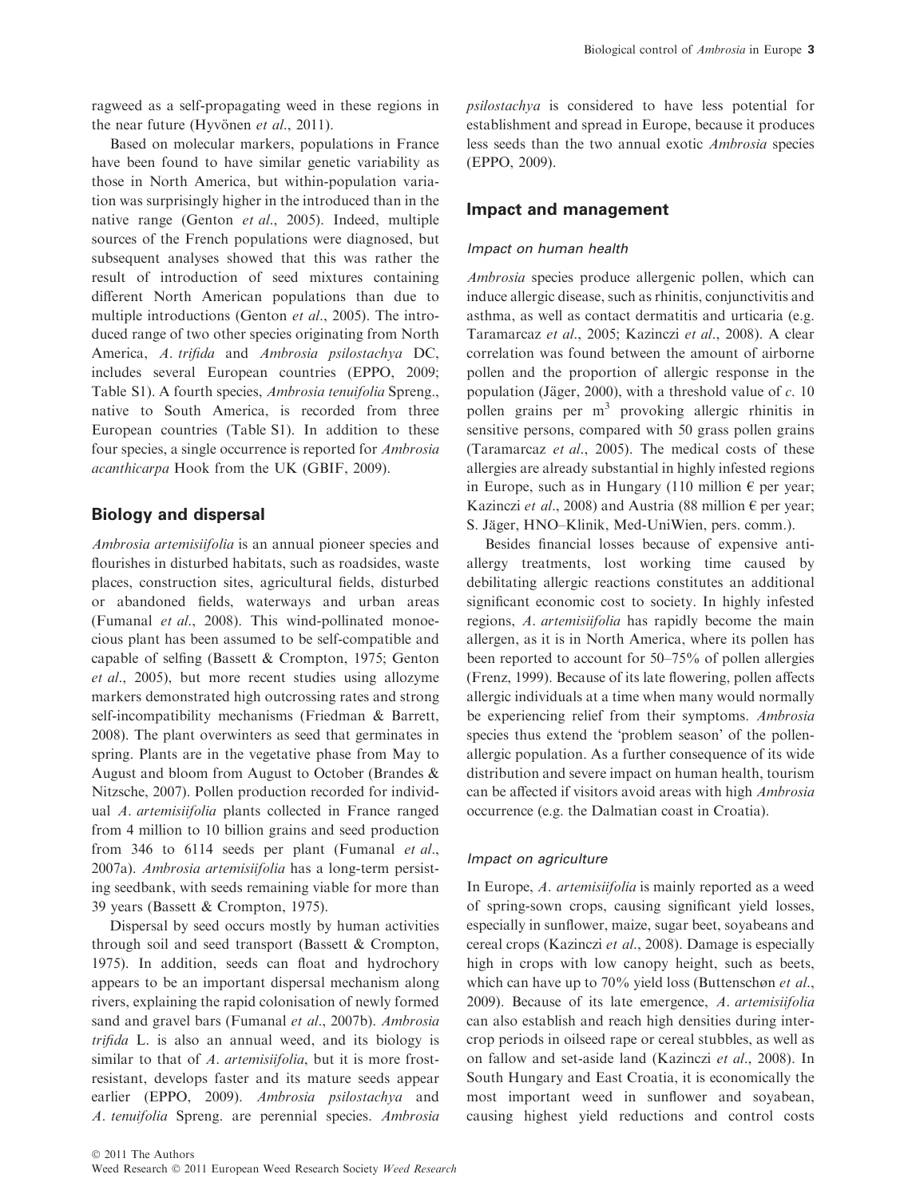ragweed as a self-propagating weed in these regions in the near future (Hyvönen *et al*., 2011).

Based on molecular markers, populations in France have been found to have similar genetic variability as those in North America, but within-population variation was surprisingly higher in the introduced than in the native range (Genton *et al*., 2005). Indeed, multiple sources of the French populations were diagnosed, but subsequent analyses showed that this was rather the result of introduction of seed mixtures containing different North American populations than due to multiple introductions (Genton *et al*., 2005). The introduced range of two other species originating from North America, *A. trifida* and *Ambrosia psilostachya* DC, includes several European countries (EPPO, 2009; Table S1). A fourth species, *Ambrosia tenuifolia* Spreng., native to South America, is recorded from three European countries (Table S1). In addition to these four species, a single occurrence is reported for *Ambrosia acanthicarpa* Hook from the UK (GBIF, 2009).

## Biology and dispersal

*Ambrosia artemisiifolia* is an annual pioneer species and flourishes in disturbed habitats, such as roadsides, waste places, construction sites, agricultural fields, disturbed or abandoned fields, waterways and urban areas (Fumanal *et al*., 2008). This wind-pollinated monoecious plant has been assumed to be self-compatible and capable of selfing (Bassett & Crompton, 1975; Genton *et al*., 2005), but more recent studies using allozyme markers demonstrated high outcrossing rates and strong self-incompatibility mechanisms (Friedman & Barrett, 2008). The plant overwinters as seed that germinates in spring. Plants are in the vegetative phase from May to August and bloom from August to October (Brandes & Nitzsche, 2007). Pollen production recorded for individual *A. artemisiifolia* plants collected in France ranged from 4 million to 10 billion grains and seed production from 346 to 6114 seeds per plant (Fumanal *et al*., 2007a). *Ambrosia artemisiifolia* has a long-term persisting seedbank, with seeds remaining viable for more than 39 years (Bassett & Crompton, 1975).

Dispersal by seed occurs mostly by human activities through soil and seed transport (Bassett & Crompton, 1975). In addition, seeds can float and hydrochory appears to be an important dispersal mechanism along rivers, explaining the rapid colonisation of newly formed sand and gravel bars (Fumanal *et al*., 2007b). *Ambrosia trifida* L. is also an annual weed, and its biology is similar to that of *A. artemisiifolia*, but it is more frost-resistant, develops faster and its mature seeds appear earlier (EPPO, 2009). *Ambrosia psilostachya* and *A. tenuifolia* Spreng. are perennial species. *Ambrosia psilostachya* is considered to have less potential for establishment and spread in Europe, because it produces less seeds than the two annual exotic *Ambrosia* species (EPPO, 2009).

## Impact and management

### Impact on human health

*Ambrosia* species produce allergenic pollen, which can induce allergic disease, such as rhinitis, conjunctivitis and asthma, as well as contact dermatitis and urticaria (e.g. Taramarcaz *et al*., 2005; Kazinczi *et al*., 2008). A clear correlation was found between the amount of airborne pollen and the proportion of allergic response in the population (Jäger, 2000), with a threshold value of *c*. 10 pollen grains per $m^3$ provoking allergic rhinitis in sensitive persons, compared with 50 grass pollen grains (Taramarcaz *et al*., 2005). The medical costs of these allergies are already substantial in highly infested regions in Europe, such as in Hungary (110 million € per year; Kazinczi *et al*., 2008) and Austria (88 million € per year; S. Jäger, HNO–Klinik, Med-UniWien, pers. comm.).

Besides financial losses because of expensive anti-allergy treatments, lost working time caused by debilitating allergic reactions constitutes an additional significant economic cost to society. In highly infested regions, *A. artemisiifolia* has rapidly become the main allergen, as it is in North America, where its pollen has been reported to account for 50–75% of pollen allergies (Frenz, 1999). Because of its late flowering, pollen affects allergic individuals at a time when many would normally be experiencing relief from their symptoms. *Ambrosia* species thus extend the 'problem season' of the pollen-allergic population. As a further consequence of its wide distribution and severe impact on human health, tourism can be affected if visitors avoid areas with high *Ambrosia* occurrence (e.g. the Dalmatian coast in Croatia).

### Impact on agriculture

In Europe, *A. artemisiifolia* is mainly reported as a weed of spring-sown crops, causing significant yield losses, especially in sunflower, maize, sugar beet, soyabeans and cereal crops (Kazinczi *et al*., 2008). Damage is especially high in crops with low canopy height, such as beets, which can have up to 70% yield loss (Buttenschøn *et al*., 2009). Because of its late emergence, *A. artemisiifolia* can also establish and reach high densities during intercrop periods in oilseed rape or cereal stubbles, as well as on fallow and set-aside land (Kazinczi *et al*., 2008). In South Hungary and East Croatia, it is economically the most important weed in sunflower and soyabean, causing highest yield reductions and control costs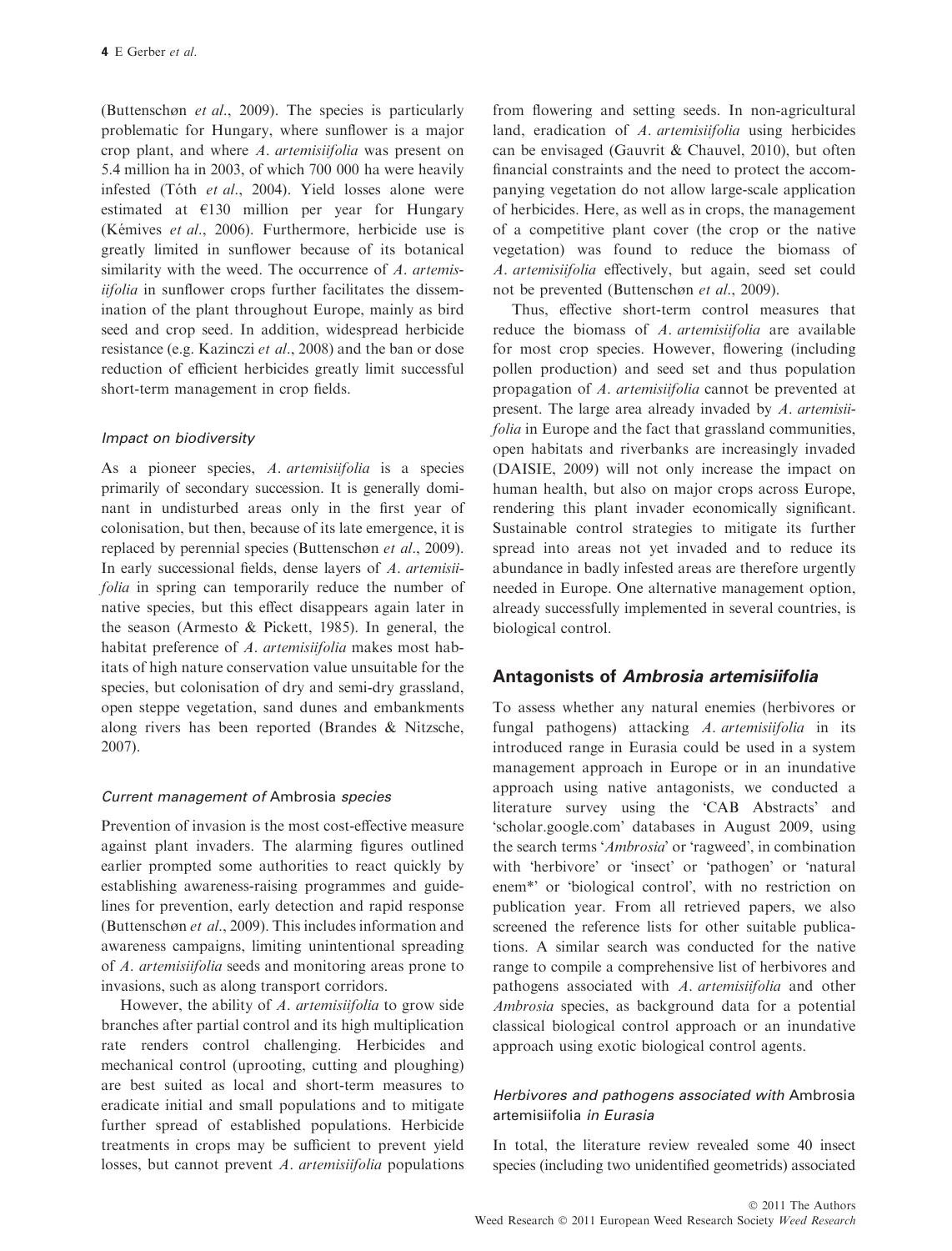(Buttenschøn *et al*., 2009). The species is particularly problematic for Hungary, where sunflower is a major crop plant, and where *A. artemisiifolia* was present on 5.4 million ha in 2003, of which 700 000 ha were heavily infested (Tóth *et al*., 2004). Yield losses alone were estimated at €130 million per year for Hungary (Kémives *et al*., 2006). Furthermore, herbicide use is greatly limited in sunflower because of its botanical similarity with the weed. The occurrence of *A. artemisiifolia* in sunflower crops further facilitates the dissemination of the plant throughout Europe, mainly as bird seed and crop seed. In addition, widespread herbicide resistance (e.g. Kazinczi *et al*., 2008) and the ban or dose reduction of efficient herbicides greatly limit successful short-term management in crop fields.

#### Impact on biodiversity

As a pioneer species, *A. artemisiifolia* is a species primarily of secondary succession. It is generally dominant in undisturbed areas only in the first year of colonisation, but then, because of its late emergence, it is replaced by perennial species (Buttenschøn *et al*., 2009). In early successional fields, dense layers of *A. artemisiifolia* in spring can temporarily reduce the number of native species, but this effect disappears again later in the season (Armesto & Pickett, 1985). In general, the habitat preference of *A. artemisiifolia* makes most habitats of high nature conservation value unsuitable for the species, but colonisation of dry and semi-dry grassland, open steppe vegetation, sand dunes and embankments along rivers has been reported (Brandes & Nitzsche, 2007).

#### Current management of *Ambrosia* species

Prevention of invasion is the most cost-effective measure against plant invaders. The alarming figures outlined earlier prompted some authorities to react quickly by establishing awareness-raising programmes and guidelines for prevention, early detection and rapid response (Buttenschøn *et al*., 2009). This includes information and awareness campaigns, limiting unintentional spreading of *A. artemisiifolia* seeds and monitoring areas prone to invasions, such as along transport corridors.

However, the ability of *A. artemisiifolia* to grow side branches after partial control and its high multiplication rate renders control challenging. Herbicides and mechanical control (uprooting, cutting and ploughing) are best suited as local and short-term measures to eradicate initial and small populations and to mitigate further spread of established populations. Herbicide treatments in crops may be sufficient to prevent yield losses, but cannot prevent *A. artemisiifolia* populations from flowering and setting seeds. In non-agricultural land, eradication of *A. artemisiifolia* using herbicides can be envisaged (Gauvrit & Chauvel, 2010), but often financial constraints and the need to protect the accompanying vegetation do not allow large-scale application of herbicides. Here, as well as in crops, the management of a competitive plant cover (the crop or the native vegetation) was found to reduce the biomass of *A. artemisiifolia* effectively, but again, seed set could not be prevented (Buttenschøn *et al*., 2009).

Thus, effective short-term control measures that reduce the biomass of *A. artemisiifolia* are available for most crop species. However, flowering (including pollen production) and seed set and thus population propagation of *A. artemisiifolia* cannot be prevented at present. The large area already invaded by *A. artemisiifolia* in Europe and the fact that grassland communities, open habitats and riverbanks are increasingly invaded (DAISIE, 2009) will not only increase the impact on human health, but also on major crops across Europe, rendering this plant invader economically significant. Sustainable control strategies to mitigate its further spread into areas not yet invaded and to reduce its abundance in badly infested areas are therefore urgently needed in Europe. One alternative management option, already successfully implemented in several countries, is biological control.

## Antagonists of *Ambrosia artemisiifolia*

To assess whether any natural enemies (herbivores or fungal pathogens) attacking *A. artemisiifolia* in its introduced range in Eurasia could be used in a system management approach in Europe or in an inundative approach using native antagonists, we conducted a literature survey using the 'CAB Abstracts' and 'scholar.google.com' databases in August 2009, using the search terms '*Ambrosia*' or 'ragweed', in combination with 'herbivore' or 'insect' or 'pathogen' or 'natural enem*' or 'biological control', with no restriction on publication year. From all retrieved papers, we also screened the reference lists for other suitable publications. A similar search was conducted for the native range to compile a comprehensive list of herbivores and pathogens associated with *A. artemisiifolia* and other *Ambrosia* species, as background data for a potential classical biological control approach or an inundative approach using exotic biological control agents.

#### Herbivores and pathogens associated with *Ambrosia artemisiifolia* in Eurasia

In total, the literature review revealed some 40 insect species (including two unidentified geometrids) associated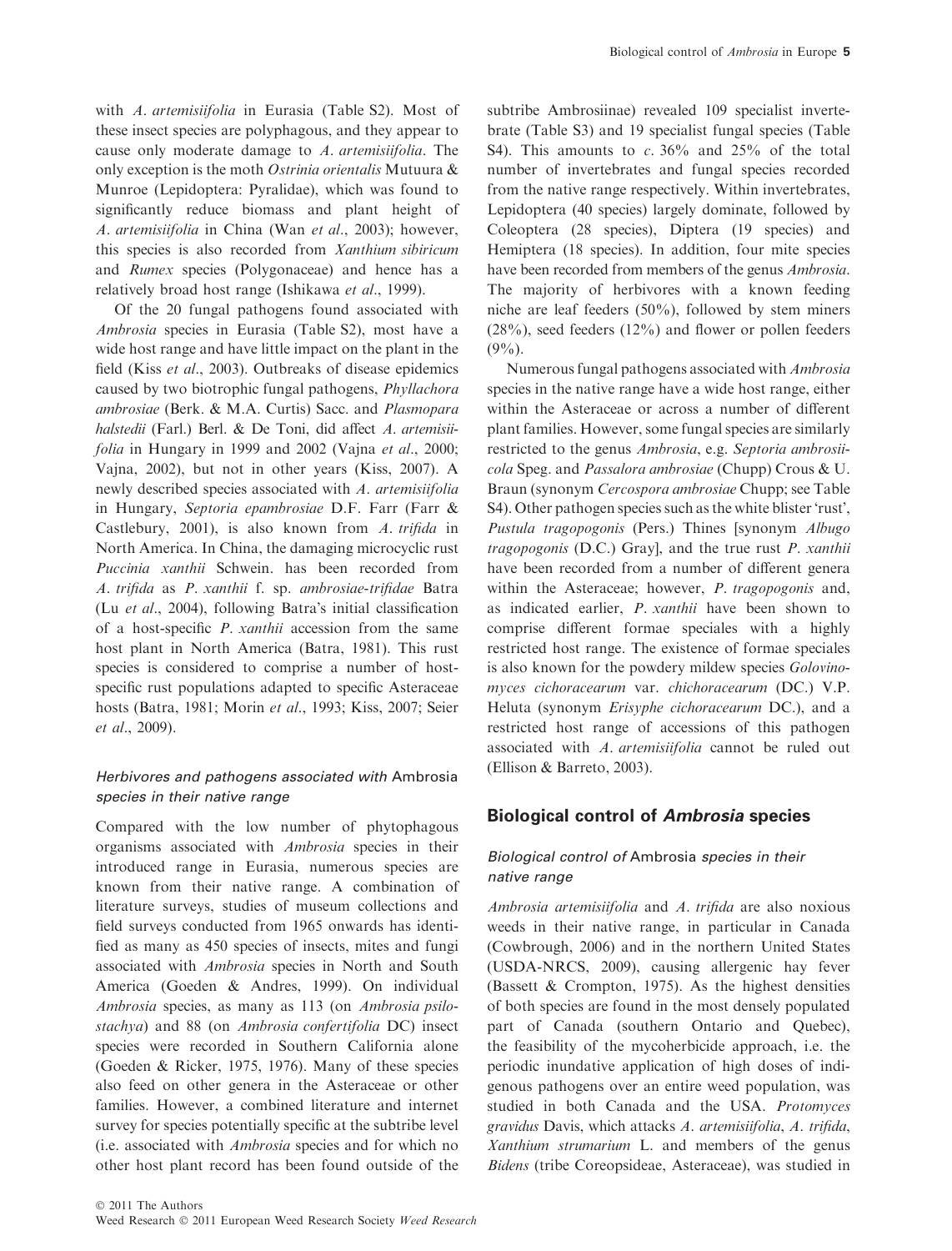with *A. artemisiifolia* in Eurasia (Table S2). Most of these insect species are polyphagous, and they appear to cause only moderate damage to *A. artemisiifolia*. The only exception is the moth *Ostrinia orientalis* Mutuura & Munroe (Lepidoptera: Pyralidae), which was found to significantly reduce biomass and plant height of *A. artemisiifolia* in China (Wan *et al*., 2003); however, this species is also recorded from *Xanthium sibiricum* and *Rumex* species (Polygonaceae) and hence has a relatively broad host range (Ishikawa *et al*., 1999).

Of the 20 fungal pathogens found associated with *Ambrosia* species in Eurasia (Table S2), most have a wide host range and have little impact on the plant in the field (Kiss *et al*., 2003). Outbreaks of disease epidemics caused by two biotrophic fungal pathogens, *Phyllachora ambrosiae* (Berk. & M.A. Curtis) Sacc. and *Plasmopara halstedii* (Farl.) Berl. & De Toni, did affect *A. artemisiifolia* in Hungary in 1999 and 2002 (Vajna *et al*., 2000; Vajna, 2002), but not in other years (Kiss, 2007). A newly described species associated with *A. artemisiifolia* in Hungary, *Septoria epambrosiae* D.F. Farr (Farr & Castlebury, 2001), is also known from *A. trifida* in North America. In China, the damaging microcyclic rust *Puccinia xanthii* Schwein. has been recorded from *A. trifida* as *P. xanthii* f. sp. *ambrosiae-trifidae* Batra (Lu *et al*., 2004), following Batra's initial classification of a host-specific *P. xanthii* accession from the same host plant in North America (Batra, 1981). This rust species is considered to comprise a number of host-specific rust populations adapted to specific Asteraceae hosts (Batra, 1981; Morin *et al*., 1993; Kiss, 2007; Seier *et al*., 2009).

### Herbivores and pathogens associated with *Ambrosia* species in their native range

Compared with the low number of phytophagous organisms associated with *Ambrosia* species in their introduced range in Eurasia, numerous species are known from their native range. A combination of literature surveys, studies of museum collections and field surveys conducted from 1965 onwards has identified as many as 450 species of insects, mites and fungi associated with *Ambrosia* species in North and South America (Goeden & Andres, 1999). On individual *Ambrosia* species, as many as 113 (on *Ambrosia psilostachya*) and 88 (on *Ambrosia confertifolia* DC) insect species were recorded in Southern California alone (Goeden & Ricker, 1975, 1976). Many of these species also feed on other genera in the Asteraceae or other families. However, a combined literature and internet survey for species potentially specific at the subtribe level (i.e. associated with *Ambrosia* species and for which no other host plant record has been found outside of the subtribe Ambrosiinae) revealed 109 specialist invertebrate (Table S3) and 19 specialist fungal species (Table S4). This amounts to *c*. 36% and 25% of the total number of invertebrates and fungal species recorded from the native range respectively. Within invertebrates, Lepidoptera (40 species) largely dominate, followed by Coleoptera (28 species), Diptera (19 species) and Hemiptera (18 species). In addition, four mite species have been recorded from members of the genus *Ambrosia*. The majority of herbivores with a known feeding niche are leaf feeders (50%), followed by stem miners (28%), seed feeders (12%) and flower or pollen feeders (9%).

Numerous fungal pathogens associated with *Ambrosia* species in the native range have a wide host range, either within the Asteraceae or across a number of different plant families. However, some fungal species are similarly restricted to the genus *Ambrosia*, e.g. *Septoria ambrosiicola* Speg. and *Passalora ambrosiae* (Chupp) Crous & U. Braun (synonym *Cercospora ambrosiae* Chupp; see Table S4). Other pathogen species such as the white blister 'rust', *Pustula tragopogonis* (Pers.) Thines [synonym *Albugo tragopogonis* (D.C.) Gray], and the true rust *P. xanthii* have been recorded from a number of different genera within the Asteraceae; however, *P. tragopogonis* and, as indicated earlier, *P. xanthii* have been shown to comprise different formae speciales with a highly restricted host range. The existence of formae speciales is also known for the powdery mildew species *Golovinomyces cichoracearum* var. *chichoracearum* (DC.) V.P. Heluta (synonym *Erisyphe cichoracearum* DC.), and a restricted host range of accessions of this pathogen associated with *A. artemisiifolia* cannot be ruled out (Ellison & Barreto, 2003).

## Biological control of *Ambrosia* species

### Biological control of *Ambrosia* species in their native range

*Ambrosia artemisiifolia* and *A. trifida* are also noxious weeds in their native range, in particular in Canada (Cowbrough, 2006) and in the northern United States (USDA-NRCS, 2009), causing allergenic hay fever (Bassett & Crompton, 1975). As the highest densities of both species are found in the most densely populated part of Canada (southern Ontario and Quebec), the feasibility of the mycoherbicide approach, i.e. the periodic inundative application of high doses of indigenous pathogens over an entire weed population, was studied in both Canada and the USA. *Protomyces gravidus* Davis, which attacks *A. artemisiifolia*, *A. trifida*, *Xanthium strumarium* L. and members of the genus *Bidens* (tribe Coreopsideae, Asteraceae), was studied in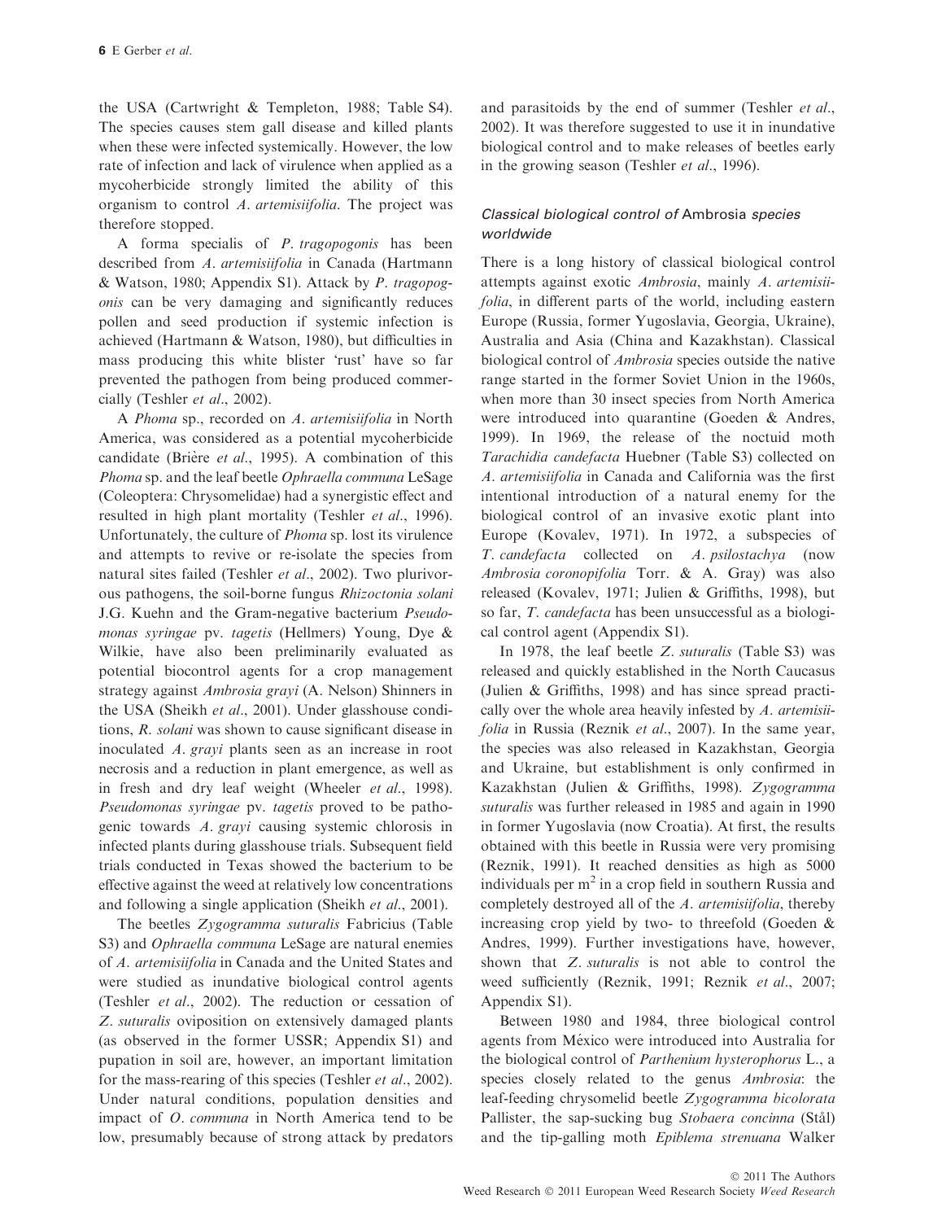the USA (Cartwright & Templeton, 1988; Table S4). The species causes stem gall disease and killed plants when these were infected systemically. However, the low rate of infection and lack of virulence when applied as a mycoherbicide strongly limited the ability of this organism to control *A. artemisiifolia*. The project was therefore stopped.

A forma specialis of *P. tragopogonis* has been described from *A. artemisiifolia* in Canada (Hartmann & Watson, 1980; Appendix S1). Attack by *P. tragopogonis* can be very damaging and significantly reduces pollen and seed production if systemic infection is achieved (Hartmann & Watson, 1980), but difficulties in mass producing this white blister 'rust' have so far prevented the pathogen from being produced commercially (Teshler *et al*., 2002).

A *Phoma* sp., recorded on *A. artemisiifolia* in North America, was considered as a potential mycoherbicide candidate (Brière *et al*., 1995). A combination of this *Phoma* sp. and the leaf beetle *Ophraella communa* LeSage (Coleoptera: Chrysomelidae) had a synergistic effect and resulted in high plant mortality (Teshler *et al*., 1996). Unfortunately, the culture of *Phoma* sp. lost its virulence and attempts to revive or re-isolate the species from natural sites failed (Teshler *et al*., 2002). Two plurivorous pathogens, the soil-borne fungus *Rhizoctonia solani* J.G. Kuehn and the Gram-negative bacterium *Pseudomonas syringae* pv. *tagetis* (Hellmers) Young, Dye & Wilkie, have also been preliminarily evaluated as potential biocontrol agents for a crop management strategy against *Ambrosia grayi* (A. Nelson) Shinners in the USA (Sheikh *et al*., 2001). Under glasshouse conditions, *R. solani* was shown to cause significant disease in inoculated *A. grayi* plants seen as an increase in root necrosis and a reduction in plant emergence, as well as in fresh and dry leaf weight (Wheeler *et al*., 1998). *Pseudomonas syringae* pv. *tagetis* proved to be pathogenic towards *A. grayi* causing systemic chlorosis in infected plants during glasshouse trials. Subsequent field trials conducted in Texas showed the bacterium to be effective against the weed at relatively low concentrations and following a single application (Sheikh *et al*., 2001).

The beetles *Zygogramma suturalis* Fabricius (Table S3) and *Ophraella communa* LeSage are natural enemies of *A. artemisiifolia* in Canada and the United States and were studied as inundative biological control agents (Teshler *et al*., 2002). The reduction or cessation of *Z. suturalis* oviposition on extensively damaged plants (as observed in the former USSR; Appendix S1) and pupation in soil are, however, an important limitation for the mass-rearing of this species (Teshler *et al*., 2002). Under natural conditions, population densities and impact of *O. communa* in North America tend to be low, presumably because of strong attack by predators and parasitoids by the end of summer (Teshler *et al*., 2002). It was therefore suggested to use it in inundative biological control and to make releases of beetles early in the growing season (Teshler *et al*., 1996).

### *Classical biological control of* Ambrosia *species worldwide*

There is a long history of classical biological control attempts against exotic *Ambrosia*, mainly *A. artemisiifolia*, in different parts of the world, including eastern Europe (Russia, former Yugoslavia, Georgia, Ukraine), Australia and Asia (China and Kazakhstan). Classical biological control of *Ambrosia* species outside the native range started in the former Soviet Union in the 1960s, when more than 30 insect species from North America were introduced into quarantine (Goeden & Andres, 1999). In 1969, the release of the noctuid moth *Tarachidia candefacta* Huebner (Table S3) collected on *A. artemisiifolia* in Canada and California was the first intentional introduction of a natural enemy for the biological control of an invasive exotic plant into Europe (Kovalev, 1971). In 1972, a subspecies of *T. candefacta* collected on *A. psilostachya* (now *Ambrosia coronopifolia* Torr. & A. Gray) was also released (Kovalev, 1971; Julien & Griffiths, 1998), but so far, *T. candefacta* has been unsuccessful as a biological control agent (Appendix S1).

In 1978, the leaf beetle *Z. suturalis* (Table S3) was released and quickly established in the North Caucasus (Julien & Griffiths, 1998) and has since spread practically over the whole area heavily infested by *A. artemisiifolia* in Russia (Reznik *et al*., 2007). In the same year, the species was also released in Kazakhstan, Georgia and Ukraine, but establishment is only confirmed in Kazakhstan (Julien & Griffiths, 1998). *Zygogramma suturalis* was further released in 1985 and again in 1990 in former Yugoslavia (now Croatia). At first, the results obtained with this beetle in Russia were very promising (Reznik, 1991). It reached densities as high as 5000 individuals per m$^2$ in a crop field in southern Russia and completely destroyed all of the *A. artemisiifolia*, thereby increasing crop yield by two- to threefold (Goeden & Andres, 1999). Further investigations have, however, shown that *Z. suturalis* is not able to control the weed sufficiently (Reznik, 1991; Reznik *et al*., 2007; Appendix S1).

Between 1980 and 1984, three biological control agents from México were introduced into Australia for the biological control of *Parthenium hysterophorus* L., a species closely related to the genus *Ambrosia*: the leaf-feeding chrysomelid beetle *Zygogramma bicolorata* Pallister, the sap-sucking bug *Stobaera concinna* (Stål) and the tip-galling moth *Epiblema strenuana* Walker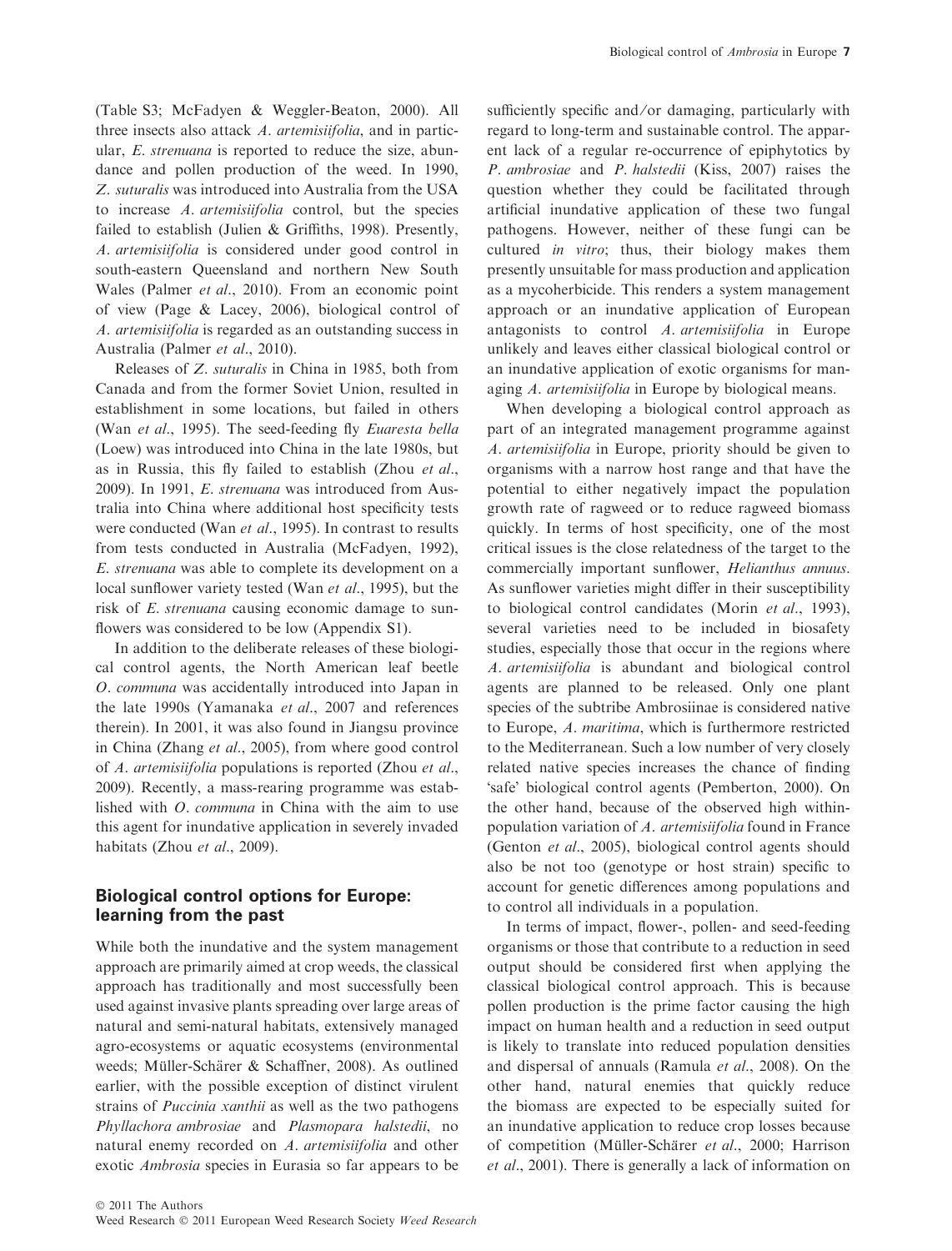(Table S3; McFadyen & Weggler-Beaton, 2000). All three insects also attack *A. artemisiifolia*, and in particular, *E. strenuana* is reported to reduce the size, abundance and pollen production of the weed. In 1990, *Z. suturalis* was introduced into Australia from the USA to increase *A. artemisiifolia* control, but the species failed to establish (Julien & Griffiths, 1998). Presently, *A. artemisiifolia* is considered under good control in south-eastern Queensland and northern New South Wales (Palmer *et al*., 2010). From an economic point of view (Page & Lacey, 2006), biological control of *A. artemisiifolia* is regarded as an outstanding success in Australia (Palmer *et al*., 2010).

Releases of *Z. suturalis* in China in 1985, both from Canada and from the former Soviet Union, resulted in establishment in some locations, but failed in others (Wan *et al*., 1995). The seed-feeding fly *Euaresta bella* (Loew) was introduced into China in the late 1980s, but as in Russia, this fly failed to establish (Zhou *et al*., 2009). In 1991, *E. strenuana* was introduced from Australia into China where additional host specificity tests were conducted (Wan *et al*., 1995). In contrast to results from tests conducted in Australia (McFadyen, 1992), *E. strenuana* was able to complete its development on a local sunflower variety tested (Wan *et al*., 1995), but the risk of *E. strenuana* causing economic damage to sunflowers was considered to be low (Appendix S1).

In addition to the deliberate releases of these biological control agents, the North American leaf beetle *O. communa* was accidentally introduced into Japan in the late 1990s (Yamanaka *et al*., 2007 and references therein). In 2001, it was also found in Jiangsu province in China (Zhang *et al*., 2005), from where good control of *A. artemisiifolia* populations is reported (Zhou *et al*., 2009). Recently, a mass-rearing programme was established with *O. communa* in China with the aim to use this agent for inundative application in severely invaded habitats (Zhou *et al*., 2009).

## Biological control options for Europe: learning from the past

While both the inundative and the system management approach are primarily aimed at crop weeds, the classical approach has traditionally and most successfully been used against invasive plants spreading over large areas of natural and semi-natural habitats, extensively managed agro-ecosystems or aquatic ecosystems (environmental weeds; Müller-Schärer & Schaffner, 2008). As outlined earlier, with the possible exception of distinct virulent strains of *Puccinia xanthii* as well as the two pathogens *Phyllachora ambrosiae* and *Plasmopara halstedii*, no natural enemy recorded on *A. artemisiifolia* and other exotic *Ambrosia* species in Eurasia so far appears to be sufficiently specific and/or damaging, particularly with regard to long-term and sustainable control. The apparent lack of a regular re-occurrence of epiphytotics by *P. ambrosiae* and *P. halstedii* (Kiss, 2007) raises the question whether they could be facilitated through artificial inundative application of these two fungal pathogens. However, neither of these fungi can be cultured *in vitro*; thus, their biology makes them presently unsuitable for mass production and application as a mycoherbicide. This renders a system management approach or an inundative application of European antagonists to control *A. artemisiifolia* in Europe unlikely and leaves either classical biological control or an inundative application of exotic organisms for managing *A. artemisiifolia* in Europe by biological means.

When developing a biological control approach as part of an integrated management programme against *A. artemisiifolia* in Europe, priority should be given to organisms with a narrow host range and that have the potential to either negatively impact the population growth rate of ragweed or to reduce ragweed biomass quickly. In terms of host specificity, one of the most critical issues is the close relatedness of the target to the commercially important sunflower, *Helianthus annuus*. As sunflower varieties might differ in their susceptibility to biological control candidates (Morin *et al*., 1993), several varieties need to be included in biosafety studies, especially those that occur in the regions where *A. artemisiifolia* is abundant and biological control agents are planned to be released. Only one plant species of the subtribe Ambrosiinae is considered native to Europe, *A. maritima*, which is furthermore restricted to the Mediterranean. Such a low number of very closely related native species increases the chance of finding 'safe' biological control agents (Pemberton, 2000). On the other hand, because of the observed high within-population variation of *A. artemisiifolia* found in France (Genton *et al*., 2005), biological control agents should also be not too (genotype or host strain) specific to account for genetic differences among populations and to control all individuals in a population.

In terms of impact, flower-, pollen- and seed-feeding organisms or those that contribute to a reduction in seed output should be considered first when applying the classical biological control approach. This is because pollen production is the prime factor causing the high impact on human health and a reduction in seed output is likely to translate into reduced population densities and dispersal of annuals (Ramula *et al*., 2008). On the other hand, natural enemies that quickly reduce the biomass are expected to be especially suited for an inundative application to reduce crop losses because of competition (Müller-Schärer *et al*., 2000; Harrison *et al*., 2001). There is generally a lack of information on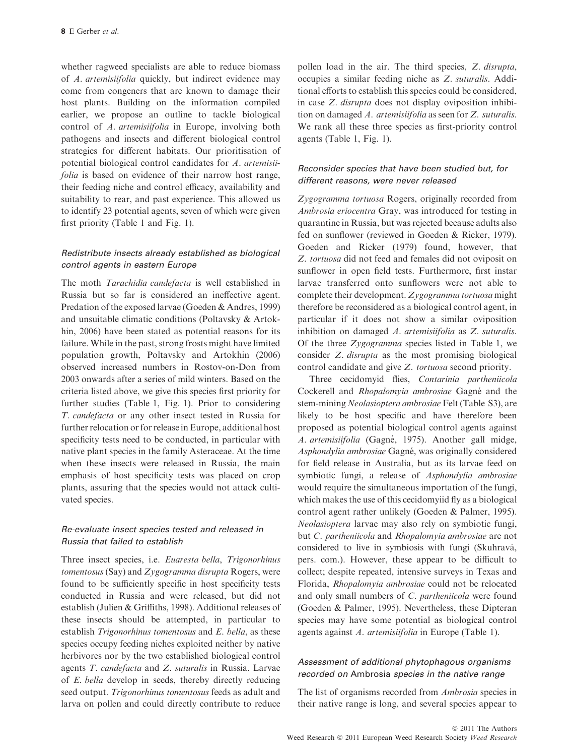whether ragweed specialists are able to reduce biomass of *A. artemisiifolia* quickly, but indirect evidence may come from congeners that are known to damage their host plants. Building on the information compiled earlier, we propose an outline to tackle biological control of *A. artemisiifolia* in Europe, involving both pathogens and insects and different biological control strategies for different habitats. Our prioritisation of potential biological control candidates for *A. artemisiifolia* is based on evidence of their narrow host range, their feeding niche and control efficacy, availability and suitability to rear, and past experience. This allowed us to identify 23 potential agents, seven of which were given first priority (Table 1 and Fig. 1).

### *Redistribute insects already established as biological control agents in eastern Europe*

The moth *Tarachidia candefacta* is well established in Russia but so far is considered an ineffective agent. Predation of the exposed larvae (Goeden & Andres, 1999) and unsuitable climatic conditions (Poltavsky & Artokhin, 2006) have been stated as potential reasons for its failure. While in the past, strong frosts might have limited population growth, Poltavsky and Artokhin (2006) observed increased numbers in Rostov-on-Don from 2003 onwards after a series of mild winters. Based on the criteria listed above, we give this species first priority for further studies (Table 1, Fig. 1). Prior to considering *T. candefacta* or any other insect tested in Russia for further relocation or for release in Europe, additional host specificity tests need to be conducted, in particular with native plant species in the family Asteraceae. At the time when these insects were released in Russia, the main emphasis of host specificity tests was placed on crop plants, assuring that the species would not attack cultivated species.

### *Re-evaluate insect species tested and released in Russia that failed to establish*

Three insect species, i.e. *Euaresta bella*, *Trigonorhinus tomentosus* (Say) and *Zygogramma disrupta* Rogers, were found to be sufficiently specific in host specificity tests conducted in Russia and were released, but did not establish (Julien & Griffiths, 1998). Additional releases of these insects should be attempted, in particular to establish *Trigonorhinus tomentosus* and *E. bella*, as these species occupy feeding niches exploited neither by native herbivores nor by the two established biological control agents *T. candefacta* and *Z. suturalis* in Russia. Larvae of *E. bella* develop in seeds, thereby directly reducing seed output. *Trigonorhinus tomentosus* feeds as adult and larva on pollen and could directly contribute to reduce pollen load in the air. The third species, *Z. disrupta*, occupies a similar feeding niche as *Z. suturalis*. Additional efforts to establish this species could be considered, in case *Z. disrupta* does not display oviposition inhibition on damaged *A. artemisiifolia* as seen for *Z. suturalis*. We rank all these three species as first-priority control agents (Table 1, Fig. 1).

### *Reconsider species that have been studied but, for different reasons, were never released*

*Zygogramma tortuosa* Rogers, originally recorded from *Ambrosia eriocentra* Gray, was introduced for testing in quarantine in Russia, but was rejected because adults also fed on sunflower (reviewed in Goeden & Ricker, 1979). Goeden and Ricker (1979) found, however, that *Z. tortuosa* did not feed and females did not oviposit on sunflower in open field tests. Furthermore, first instar larvae transferred onto sunflowers were not able to complete their development. *Zygogramma tortuosa* might therefore be reconsidered as a biological control agent, in particular if it does not show a similar oviposition inhibition on damaged *A. artemisiifolia* as *Z. suturalis*. Of the three *Zygogramma* species listed in Table 1, we consider *Z. disrupta* as the most promising biological control candidate and give *Z. tortuosa* second priority.

Three cecidomyid flies, *Contarinia partheniicola* Cockerell and *Rhopalomyia ambrosiae* Gagné and the stem-mining *Neolasioptera ambrosiae* Felt (Table S3), are likely to be host specific and have therefore been proposed as potential biological control agents against *A. artemisiifolia* (Gagné, 1975). Another gall midge, *Asphondylia ambrosiae* Gagné, was originally considered for field release in Australia, but as its larvae feed on symbiotic fungi, a release of *Asphondylia ambrosiae* would require the simultaneous importation of the fungi, which makes the use of this cecidomyiid fly as a biological control agent rather unlikely (Goeden & Palmer, 1995). *Neolasioptera* larvae may also rely on symbiotic fungi, but *C. partheniicola* and *Rhopalomyia ambrosiae* are not considered to live in symbiosis with fungi (Skuhravá, pers. com.). However, these appear to be difficult to collect; despite repeated, intensive surveys in Texas and Florida, *Rhopalomyia ambrosiae* could not be relocated and only small numbers of *C. partheniicola* were found (Goeden & Palmer, 1995). Nevertheless, these Dipteran species may have some potential as biological control agents against *A. artemisiifolia* in Europe (Table 1).

### *Assessment of additional phytophagous organisms recorded on* Ambrosia *species in the native range*

The list of organisms recorded from *Ambrosia* species in their native range is long, and several species appear to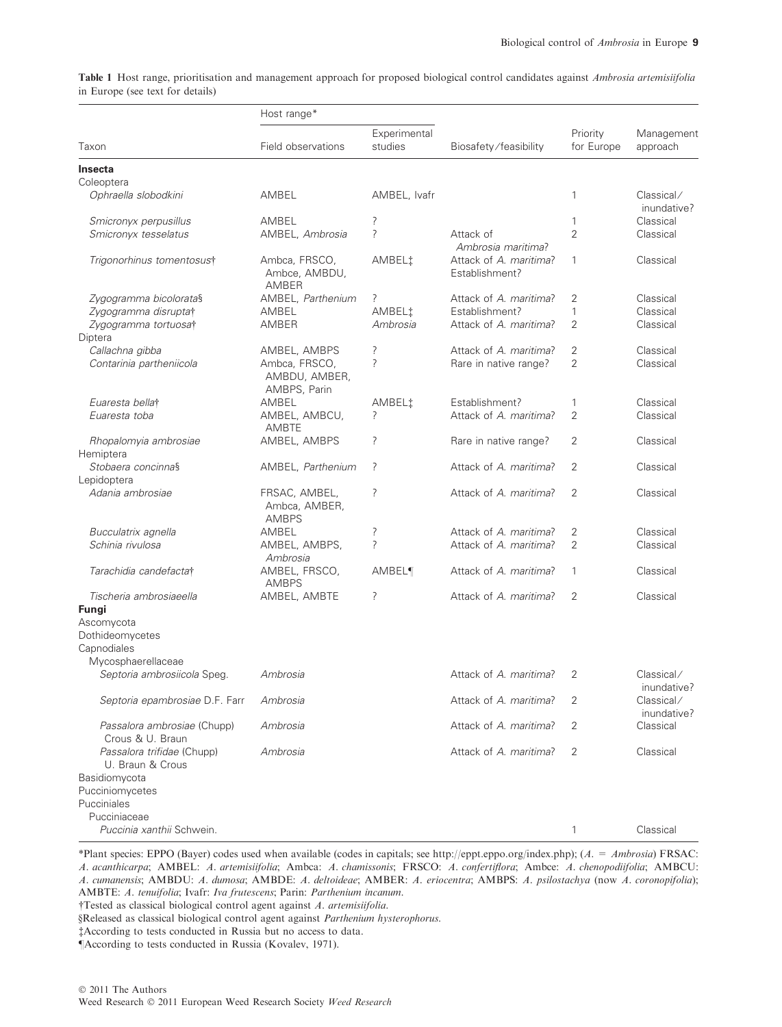**Table 1** Host range, prioritisation and management approach for proposed biological control candidates against *Ambrosia artemisiifolia* in Europe (see text for details)

| Taxon | Host range* | | Biosafety/feasibility | Priority for Europe | Management approach |
|---|---|---|---|---|---|
| | Field observations | Experimental studies | | | |
| **Insecta** | | | | | |
| Coleoptera | | | | | |
| *Ophraella slobodkini* | AMBEL | AMBEL, Ivafr | | 1 | Classical/inundative? |
| *Smicronyx perpusillus* | AMBEL | ? | | 1 | Classical |
| *Smicronyx tesselatus* | AMBEL, *Ambrosia* | ? | Attack of *Ambrosia maritima*? | 2 | Classical |
| *Trigonorhinus tomentosus*† | Ambca, FRSCO, Ambce, AMBDU, AMBER | AMBEL‡ | Attack of *A. maritima*? Establishment? | 1 | Classical |
| *Zygogramma bicolorata*§ | AMBEL, *Parthenium* | ? | Attack of *A. maritima*? | 2 | Classical |
| *Zygogramma disrupta*† | AMBEL | AMBEL‡ | Establishment? | 1 | Classical |
| *Zygogramma tortuosa*† | AMBER | *Ambrosia* | Attack of *A. maritima*? | 2 | Classical |
| Diptera | | | | | |
| *Callachna gibba* | AMBEL, AMBPS | ? | Attack of *A. maritima*? | 2 | Classical |
| *Contarinia partheniicola* | Ambca, FRSCO, AMBDU, AMBER, AMBPS, Parin | ? | Rare in native range? | 2 | Classical |
| *Euaresta bella*† | AMBEL | AMBEL‡ | Establishment? | 1 | Classical |
| *Euaresta toba* | AMBEL, AMBCU, AMBTE | ? | Attack of *A. maritima*? | 2 | Classical |
| *Rhopalomyia ambrosiae* | AMBEL, AMBPS | ? | Rare in native range? | 2 | Classical |
| Hemiptera | | | | | |
| *Stobaera concinna*§ | AMBEL, *Parthenium* | ? | Attack of *A. maritima*? | 2 | Classical |
| Lepidoptera | | | | | |
| *Adania ambrosiae* | FRSAC, AMBEL, Ambca, AMBER, AMBPS | ? | Attack of *A. maritima*? | 2 | Classical |
| *Bucculatrix agnella* | AMBEL | ? | Attack of *A. maritima*? | 2 | Classical |
| *Schinia rivulosa* | AMBEL, AMBPS, *Ambrosia* | ? | Attack of *A. maritima*? | 2 | Classical |
| *Tarachidia candefacta*† | AMBEL, FRSCO, AMBPS | AMBEL¶ | Attack of *A. maritima*? | 1 | Classical |
| *Tischeria ambrosiaeella* | AMBEL, AMBTE | ? | Attack of *A. maritima*? | 2 | Classical |
| **Fungi** | | | | | |
| Ascomycota | | | | | |
| Dothideomycetes | | | | | |
| Capnodiales | | | | | |
| Mycosphaerellaceae | | | | | |
| *Septoria ambrosiicola* Speg. | *Ambrosia* | | Attack of *A. maritima*? | 2 | Classical/inundative? |
| *Septoria epambrosiae* D.F. Farr | *Ambrosia* | | Attack of *A. maritima*? | 2 | Classical/inundative? |
| *Passalora ambrosiae* (Chupp) Crous & U. Braun | *Ambrosia* | | Attack of *A. maritima*? | 2 | Classical |
| *Passalora trifidae* (Chupp) U. Braun & Crous | *Ambrosia* | | Attack of *A. maritima*? | 2 | Classical |
| Basidiomycota | | | | | |
| Pucciniomycetes | | | | | |
| Pucciniales | | | | | |
| Pucciniaceae | | | | | |
| *Puccinia xanthii* Schwein. | | | | 1 | Classical |

*Plant species: EPPO (Bayer) codes used when available (codes in capitals; see http://eppt.eppo.org/index.php); (*A.* = *Ambrosia*) FRSAC: *A. acanthicarpa*; AMBEL: *A. artemisiifolia*; Ambca: *A. chamissonis*; FRSCO: *A. confertiflora*; Ambce: *A. chenopodiifolia*; AMBCU: *A. cumanensis*; AMBDU: *A. dumosa*; AMBDE: *A. deltoideae*; AMBER: *A. eriocentra*; AMBPS: *A. psilostachya* (now *A. coronopifolia*); AMBTE: *A. tenuifolia*; Ivafr: *Iva frutescens*; Parin: *Parthenium incanum*.

†Tested as classical biological control agent against *A. artemisiifolia*.

§Released as classical biological control agent against *Parthenium hysterophorus*.

‡According to tests conducted in Russia but no access to data.

¶According to tests conducted in Russia (Kovalev, 1971).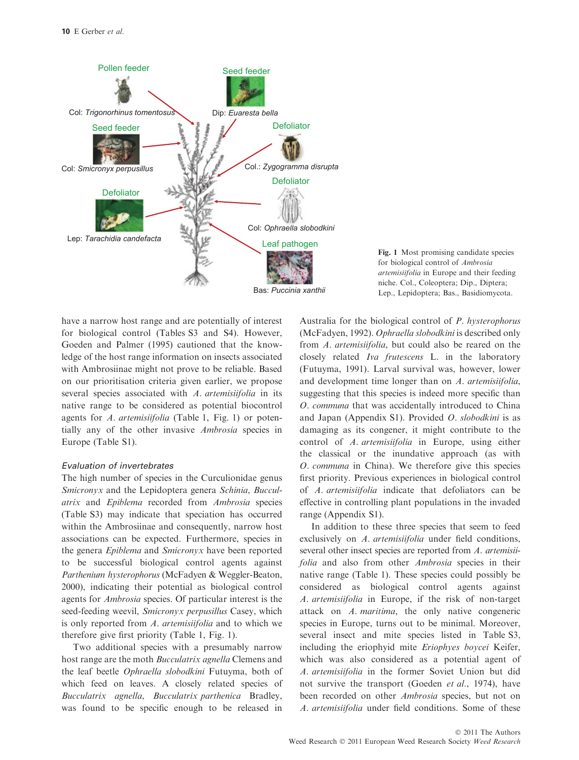Pollen feeder

Col: *Trigonorhinus tomentosus*

Seed feeder

Dip: *Euaresta bella*

Seed feeder

Col: *Smicronyx perpusillus*

Defoliator

Col.: *Zygogramma disrupta*

Defoliator

Col: *Ophraella slobodkini*

Defoliator

Lep: *Tarachidia candefacta*

Leaf pathogen

Bas: *Puccinia xanthii*

**Fig. 1** Most promising candidate species for biological control of *Ambrosia artemisiifolia* in Europe and their feeding niche. Col., Coleoptera; Dip., Diptera; Lep., Lepidoptera; Bas., Basidiomycota.

have a narrow host range and are potentially of interest for biological control (Tables S3 and S4). However, Goeden and Palmer (1995) cautioned that the knowledge of the host range information on insects associated with Ambrosiinae might not prove to be reliable. Based on our prioritisation criteria given earlier, we propose several species associated with *A. artemisiifolia* in its native range to be considered as potential biocontrol agents for *A. artemisiifolia* (Table 1, Fig. 1) or potentially any of the other invasive *Ambrosia* species in Europe (Table S1).

### Evaluation of invertebrates

The high number of species in the Curculionidae genus *Smicronyx* and the Lepidoptera genera *Schinia*, *Bucculatrix* and *Epiblema* recorded from *Ambrosia* species (Table S3) may indicate that speciation has occurred within the Ambrosiinae and consequently, narrow host associations can be expected. Furthermore, species in the genera *Epiblema* and *Smicronyx* have been reported to be successful biological control agents against *Parthenium hysterophorus* (McFadyen & Weggler-Beaton, 2000), indicating their potential as biological control agents for *Ambrosia* species. Of particular interest is the seed-feeding weevil, *Smicronyx perpusillus* Casey, which is only reported from *A. artemisiifolia* and to which we therefore give first priority (Table 1, Fig. 1).

Two additional species with a presumably narrow host range are the moth *Bucculatrix agnella* Clemens and the leaf beetle *Ophraella slobodkini* Futuyma, both of which feed on leaves. A closely related species of *Bucculatrix agnella*, *Bucculatrix parthenica* Bradley, was found to be specific enough to be released in Australia for the biological control of *P. hysterophorus* (McFadyen, 1992). *Ophraella slobodkini* is described only from *A. artemisiifolia*, but could also be reared on the closely related *Iva frutescens* L. in the laboratory (Futuyma, 1991). Larval survival was, however, lower and development time longer than on *A. artemisiifolia*, suggesting that this species is indeed more specific than *O. communa* that was accidentally introduced to China and Japan (Appendix S1). Provided *O. slobodkini* is as damaging as its congener, it might contribute to the control of *A. artemisiifolia* in Europe, using either the classical or the inundative approach (as with *O. communa* in China). We therefore give this species first priority. Previous experiences in biological control of *A. artemisiifolia* indicate that defoliators can be effective in controlling plant populations in the invaded range (Appendix S1).

In addition to these three species that seem to feed exclusively on *A. artemisiifolia* under field conditions, several other insect species are reported from *A. artemisiifolia* and also from other *Ambrosia* species in their native range (Table 1). These species could possibly be considered as biological control agents against *A. artemisiifolia* in Europe, if the risk of non-target attack on *A. maritima*, the only native congeneric species in Europe, turns out to be minimal. Moreover, several insect and mite species listed in Table S3, including the eriophyid mite *Eriophyes boycei* Keifer, which was also considered as a potential agent of *A. artemisiifolia* in the former Soviet Union but did not survive the transport (Goeden *et al.*, 1974), have been recorded on other *Ambrosia* species, but not on *A. artemisiifolia* under field conditions. Some of these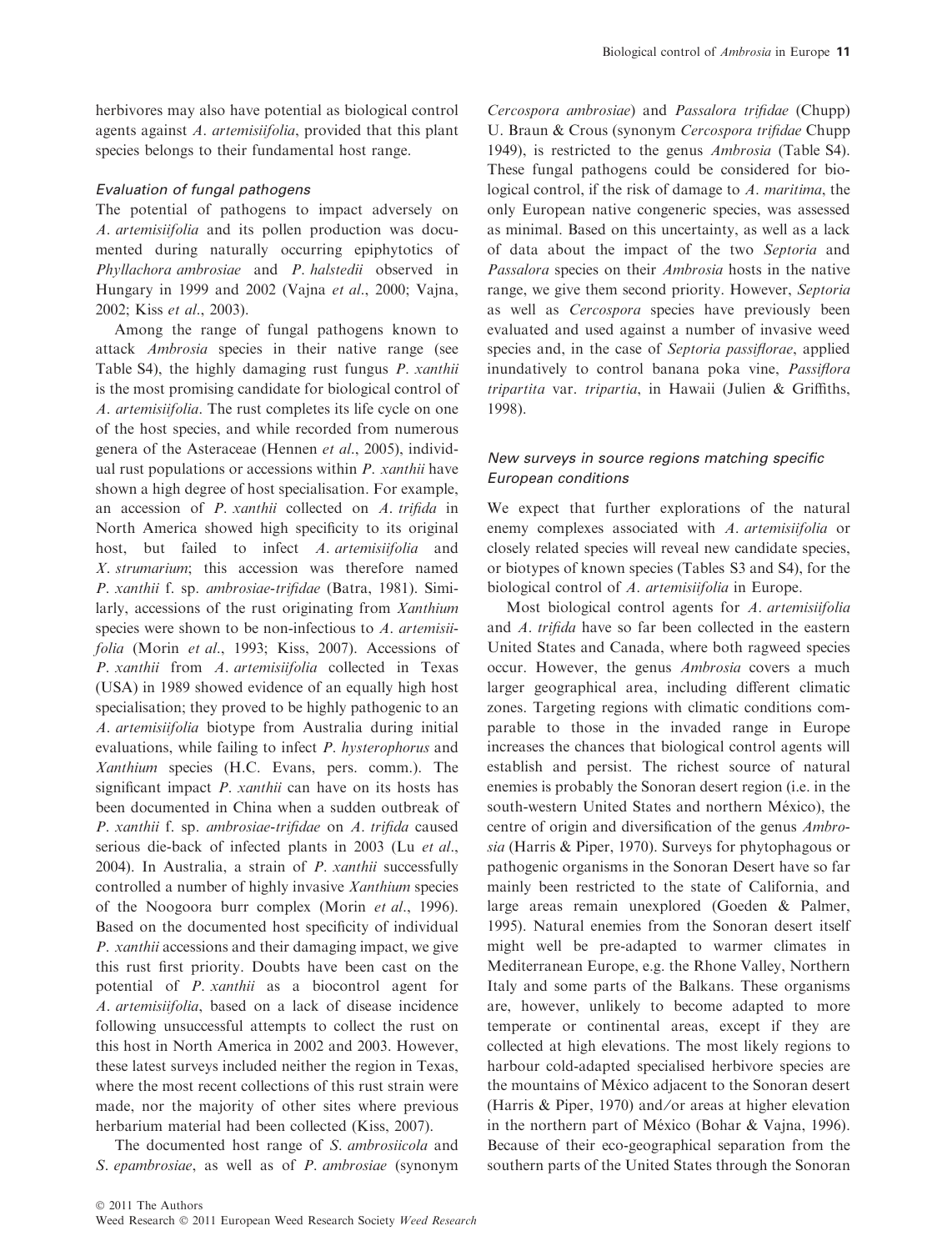herbivores may also have potential as biological control agents against *A. artemisiifolia*, provided that this plant species belongs to their fundamental host range.

### *Evaluation of fungal pathogens*

The potential of pathogens to impact adversely on *A. artemisiifolia* and its pollen production was documented during naturally occurring epiphytotics of *Phyllachora ambrosiae* and *P. halstedii* observed in Hungary in 1999 and 2002 (Vajna *et al*., 2000; Vajna, 2002; Kiss *et al*., 2003).

Among the range of fungal pathogens known to attack *Ambrosia* species in their native range (see Table S4), the highly damaging rust fungus *P. xanthii* is the most promising candidate for biological control of *A. artemisiifolia*. The rust completes its life cycle on one of the host species, and while recorded from numerous genera of the Asteraceae (Hennen *et al*., 2005), individual rust populations or accessions within *P. xanthii* have shown a high degree of host specialisation. For example, an accession of *P. xanthii* collected on *A. trifida* in North America showed high specificity to its original host, but failed to infect *A. artemisiifolia* and *X. strumarium*; this accession was therefore named *P. xanthii* f. sp. *ambrosiae-trifidae* (Batra, 1981). Similarly, accessions of the rust originating from *Xanthium* species were shown to be non-infectious to *A. artemisiifolia* (Morin *et al*., 1993; Kiss, 2007). Accessions of *P. xanthii* from *A. artemisiifolia* collected in Texas (USA) in 1989 showed evidence of an equally high host specialisation; they proved to be highly pathogenic to an *A. artemisiifolia* biotype from Australia during initial evaluations, while failing to infect *P. hysterophorus* and *Xanthium* species (H.C. Evans, pers. comm.). The significant impact *P. xanthii* can have on its hosts has been documented in China when a sudden outbreak of *P. xanthii* f. sp. *ambrosiae-trifidae* on *A. trifida* caused serious die-back of infected plants in 2003 (Lu *et al*., 2004). In Australia, a strain of *P. xanthii* successfully controlled a number of highly invasive *Xanthium* species of the Noogoora burr complex (Morin *et al*., 1996). Based on the documented host specificity of individual *P. xanthii* accessions and their damaging impact, we give this rust first priority. Doubts have been cast on the potential of *P. xanthii* as a biocontrol agent for *A. artemisiifolia*, based on a lack of disease incidence following unsuccessful attempts to collect the rust on this host in North America in 2002 and 2003. However, these latest surveys included neither the region in Texas, where the most recent collections of this rust strain were made, nor the majority of other sites where previous herbarium material had been collected (Kiss, 2007).

The documented host range of *S. ambrosiicola* and *S. epambrosiae*, as well as of *P. ambrosiae* (synonym *Cercospora ambrosiae*) and *Passalora trifidae* (Chupp) U. Braun & Crous (synonym *Cercospora trifidae* Chupp 1949), is restricted to the genus *Ambrosia* (Table S4). These fungal pathogens could be considered for biological control, if the risk of damage to *A. maritima*, the only European native congeneric species, was assessed as minimal. Based on this uncertainty, as well as a lack of data about the impact of the two *Septoria* and *Passalora* species on their *Ambrosia* hosts in the native range, we give them second priority. However, *Septoria* as well as *Cercospora* species have previously been evaluated and used against a number of invasive weed species and, in the case of *Septoria passiflorae*, applied inundatively to control banana poka vine, *Passiflora tripartita* var. *tripartia*, in Hawaii (Julien & Griffiths, 1998).

### *New surveys in source regions matching specific European conditions*

We expect that further explorations of the natural enemy complexes associated with *A. artemisiifolia* or closely related species will reveal new candidate species, or biotypes of known species (Tables S3 and S4), for the biological control of *A. artemisiifolia* in Europe.

Most biological control agents for *A. artemisiifolia* and *A. trifida* have so far been collected in the eastern United States and Canada, where both ragweed species occur. However, the genus *Ambrosia* covers a much larger geographical area, including different climatic zones. Targeting regions with climatic conditions comparable to those in the invaded range in Europe increases the chances that biological control agents will establish and persist. The richest source of natural enemies is probably the Sonoran desert region (i.e. in the south-western United States and northern México), the centre of origin and diversification of the genus *Ambrosia* (Harris & Piper, 1970). Surveys for phytophagous or pathogenic organisms in the Sonoran Desert have so far mainly been restricted to the state of California, and large areas remain unexplored (Goeden & Palmer, 1995). Natural enemies from the Sonoran desert itself might well be pre-adapted to warmer climates in Mediterranean Europe, e.g. the Rhone Valley, Northern Italy and some parts of the Balkans. These organisms are, however, unlikely to become adapted to more temperate or continental areas, except if they are collected at high elevations. The most likely regions to harbour cold-adapted specialised herbivore species are the mountains of México adjacent to the Sonoran desert (Harris & Piper, 1970) and/or areas at higher elevation in the northern part of México (Bohar & Vajna, 1996). Because of their eco-geographical separation from the southern parts of the United States through the Sonoran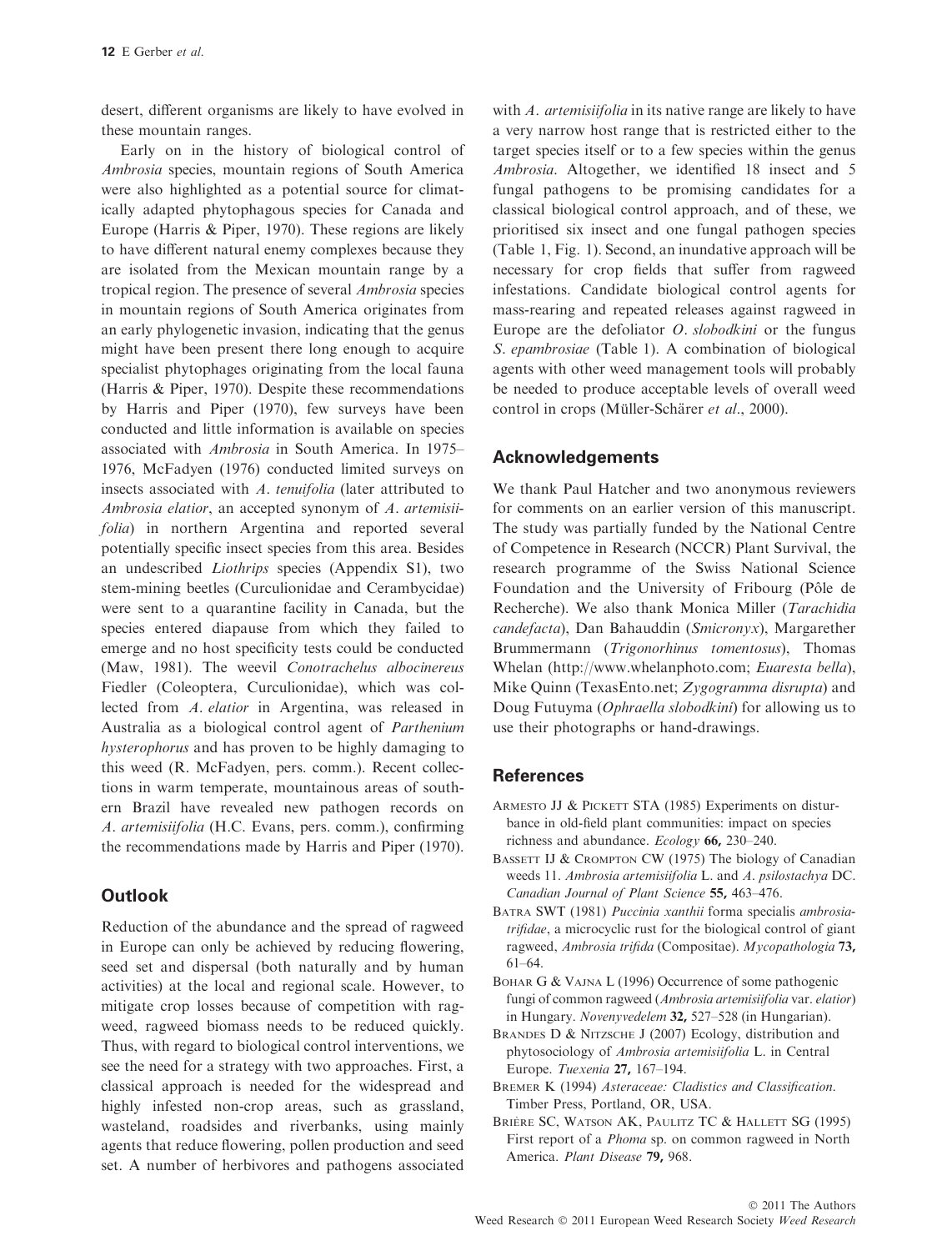desert, different organisms are likely to have evolved in these mountain ranges.

Early on in the history of biological control of *Ambrosia* species, mountain regions of South America were also highlighted as a potential source for climatically adapted phytophagous species for Canada and Europe (Harris & Piper, 1970). These regions are likely to have different natural enemy complexes because they are isolated from the Mexican mountain range by a tropical region. The presence of several *Ambrosia* species in mountain regions of South America originates from an early phylogenetic invasion, indicating that the genus might have been present there long enough to acquire specialist phytophages originating from the local fauna (Harris & Piper, 1970). Despite these recommendations by Harris and Piper (1970), few surveys have been conducted and little information is available on species associated with *Ambrosia* in South America. In 1975–1976, McFadyen (1976) conducted limited surveys on insects associated with *A. tenuifolia* (later attributed to *Ambrosia elatior*, an accepted synonym of *A. artemisiifolia*) in northern Argentina and reported several potentially specific insect species from this area. Besides an undescribed *Liothrips* species (Appendix S1), two stem-mining beetles (Curculionidae and Cerambycidae) were sent to a quarantine facility in Canada, but the species entered diapause from which they failed to emerge and no host specificity tests could be conducted (Maw, 1981). The weevil *Conotrachelus albocinereus* Fiedler (Coleoptera, Curculionidae), which was collected from *A. elatior* in Argentina, was released in Australia as a biological control agent of *Parthenium hysterophorus* and has proven to be highly damaging to this weed (R. McFadyen, pers. comm.). Recent collections in warm temperate, mountainous areas of southern Brazil have revealed new pathogen records on *A. artemisiifolia* (H.C. Evans, pers. comm.), confirming the recommendations made by Harris and Piper (1970).

## Outlook

Reduction of the abundance and the spread of ragweed in Europe can only be achieved by reducing flowering, seed set and dispersal (both naturally and by human activities) at the local and regional scale. However, to mitigate crop losses because of competition with ragweed, ragweed biomass needs to be reduced quickly. Thus, with regard to biological control interventions, we see the need for a strategy with two approaches. First, a classical approach is needed for the widespread and highly infested non-crop areas, such as grassland, wasteland, roadsides and riverbanks, using mainly agents that reduce flowering, pollen production and seed set. A number of herbivores and pathogens associated with *A. artemisiifolia* in its native range are likely to have a very narrow host range that is restricted either to the target species itself or to a few species within the genus *Ambrosia*. Altogether, we identified 18 insect and 5 fungal pathogens to be promising candidates for a classical biological control approach, and of these, we prioritised six insect and one fungal pathogen species (Table 1, Fig. 1). Second, an inundative approach will be necessary for crop fields that suffer from ragweed infestations. Candidate biological control agents for mass-rearing and repeated releases against ragweed in Europe are the defoliator *O. slobodkini* or the fungus *S. epambrosiae* (Table 1). A combination of biological agents with other weed management tools will probably be needed to produce acceptable levels of overall weed control in crops (Müller-Schärer *et al*., 2000).

## Acknowledgements

We thank Paul Hatcher and two anonymous reviewers for comments on an earlier version of this manuscript. The study was partially funded by the National Centre of Competence in Research (NCCR) Plant Survival, the research programme of the Swiss National Science Foundation and the University of Fribourg (Pôle de Recherche). We also thank Monica Miller (*Tarachidia candefacta*), Dan Bahauddin (*Smicronyx*), Margarether Brummermann (*Trigonorhinus tomentosus*), Thomas Whelan (http://www.whelanphoto.com; *Euaresta bella*), Mike Quinn (TexasEnto.net; *Zygogramma disrupta*) and Doug Futuyma (*Ophraella slobodkini*) for allowing us to use their photographs or hand-drawings.

## References

Armesto JJ & Pickett STA (1985) Experiments on disturbance in old-field plant communities: impact on species richness and abundance. *Ecology* **66,** 230–240.

Bassett IJ & Crompton CW (1975) The biology of Canadian weeds 11. *Ambrosia artemisiifolia* L. and *A. psilostachya* DC. *Canadian Journal of Plant Science* **55,** 463–476.

Batra SWT (1981) *Puccinia xanthii* forma specialis *ambrosia-trifidae*, a microcyclic rust for the biological control of giant ragweed, *Ambrosia trifida* (Compositae). *Mycopathologia* **73,** 61–64.

Bohar G & Vajna L (1996) Occurrence of some pathogenic fungi of common ragweed (*Ambrosia artemisiifolia* var. *elatior*) in Hungary. *Novenyvedelem* **32,** 527–528 (in Hungarian).

Brandes D & Nitzsche J (2007) Ecology, distribution and phytosociology of *Ambrosia artemisiifolia* L. in Central Europe. *Tuexenia* **27,** 167–194.

Bremer K (1994) *Asteraceae: Cladistics and Classification*. Timber Press, Portland, OR, USA.

Brière SC, Watson AK, Paulitz TC & Hallett SG (1995) First report of a *Phoma* sp. on common ragweed in North America. *Plant Disease* **79,** 968.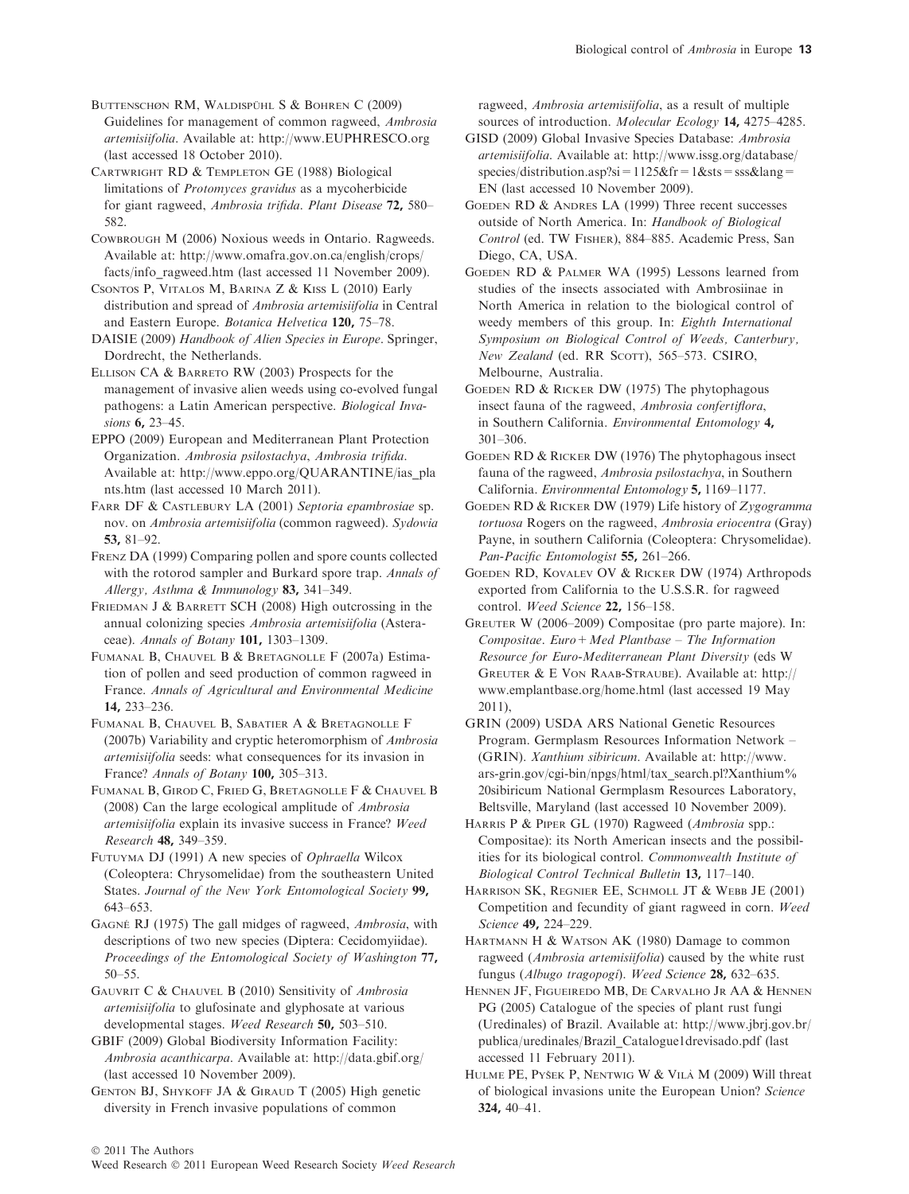Buttenschøn RM, Waldispühl S & Bohren C (2009) Guidelines for management of common ragweed, *Ambrosia artemisiifolia*. Available at: http://www.EUPHRESCO.org (last accessed 18 October 2010).

Cartwright RD & Templeton GE (1988) Biological limitations of *Protomyces gravidus* as a mycoherbicide for giant ragweed, *Ambrosia trifida*. *Plant Disease* **72,** 580–582.

Cowbrough M (2006) Noxious weeds in Ontario. Ragweeds. Available at: http://www.omafra.gov.on.ca/english/crops/facts/info_ragweed.htm (last accessed 11 November 2009).

Csontos P, Vitalos M, Barina Z & Kiss L (2010) Early distribution and spread of *Ambrosia artemisiifolia* in Central and Eastern Europe. *Botanica Helvetica* **120,** 75–78.

DAISIE (2009) *Handbook of Alien Species in Europe*. Springer, Dordrecht, the Netherlands.

Ellison CA & Barreto RW (2003) Prospects for the management of invasive alien weeds using co-evolved fungal pathogens: a Latin American perspective. *Biological Invasions* **6,** 23–45.

EPPO (2009) European and Mediterranean Plant Protection Organization. *Ambrosia psilostachya*, *Ambrosia trifida*. Available at: http://www.eppo.org/QUARANTINE/ias_plants.htm (last accessed 10 March 2011).

Farr DF & Castlebury LA (2001) *Septoria epambrosiae* sp. nov. on *Ambrosia artemisiifolia* (common ragweed). *Sydowia* **53,** 81–92.

Frenz DA (1999) Comparing pollen and spore counts collected with the rotorod sampler and Burkard spore trap. *Annals of Allergy, Asthma & Immunology* **83,** 341–349.

Friedman J & Barrett SCH (2008) High outcrossing in the annual colonizing species *Ambrosia artemisiifolia* (Asteraceae). *Annals of Botany* **101,** 1303–1309.

Fumanal B, Chauvel B & Bretagnolle F (2007a) Estimation of pollen and seed production of common ragweed in France. *Annals of Agricultural and Environmental Medicine* **14,** 233–236.

Fumanal B, Chauvel B, Sabatier A & Bretagnolle F (2007b) Variability and cryptic heteromorphism of *Ambrosia artemisiifolia* seeds: what consequences for its invasion in France? *Annals of Botany* **100,** 305–313.

Fumanal B, Girod C, Fried G, Bretagnolle F & Chauvel B (2008) Can the large ecological amplitude of *Ambrosia artemisiifolia* explain its invasive success in France? *Weed Research* **48,** 349–359.

Futuyma DJ (1991) A new species of *Ophraella* Wilcox (Coleoptera: Chrysomelidae) from the southeastern United States. *Journal of the New York Entomological Society* **99,** 643–653.

Gagné RJ (1975) The gall midges of ragweed, *Ambrosia*, with descriptions of two new species (Diptera: Cecidomyiidae). *Proceedings of the Entomological Society of Washington* **77,** 50–55.

Gauvrit C & Chauvel B (2010) Sensitivity of *Ambrosia artemisiifolia* to glufosinate and glyphosate at various developmental stages. *Weed Research* **50,** 503–510.

GBIF (2009) Global Biodiversity Information Facility: *Ambrosia acanthicarpa*. Available at: http://data.gbif.org/ (last accessed 10 November 2009).

Genton BJ, Shykoff JA & Giraud T (2005) High genetic diversity in French invasive populations of common ragweed, *Ambrosia artemisiifolia*, as a result of multiple sources of introduction. *Molecular Ecology* **14,** 4275–4285.

GISD (2009) Global Invasive Species Database: *Ambrosia artemisiifolia*. Available at: http://www.issg.org/database/species/distribution.asp?si = 1125&fr = 1&sts = sss&lang = EN (last accessed 10 November 2009).

Goeden RD & Andres LA (1999) Three recent successes outside of North America. In: *Handbook of Biological Control* (ed. TW Fisher), 884–885. Academic Press, San Diego, CA, USA.

Goeden RD & Palmer WA (1995) Lessons learned from studies of the insects associated with Ambrosiinae in North America in relation to the biological control of weedy members of this group. In: *Eighth International Symposium on Biological Control of Weeds, Canterbury, New Zealand* (ed. RR Scott), 565–573. CSIRO, Melbourne, Australia.

Goeden RD & Ricker DW (1975) The phytophagous insect fauna of the ragweed, *Ambrosia confertiflora*, in Southern California. *Environmental Entomology* **4,** 301–306.

Goeden RD & Ricker DW (1976) The phytophagous insect fauna of the ragweed, *Ambrosia psilostachya*, in Southern California. *Environmental Entomology* **5,** 1169–1177.

Goeden RD & Ricker DW (1979) Life history of *Zygogramma tortuosa* Rogers on the ragweed, *Ambrosia eriocentra* (Gray) Payne, in southern California (Coleoptera: Chrysomelidae). *Pan-Pacific Entomologist* **55,** 261–266.

Goeden RD, Kovalev OV & Ricker DW (1974) Arthropods exported from California to the U.S.S.R. for ragweed control. *Weed Science* **22,** 156–158.

Greuter W (2006–2009) Compositae (pro parte majore). In: *Compositae. Euro + Med Plantbase – The Information Resource for Euro-Mediterranean Plant Diversity* (eds W Greuter & E Von Raab-Straube). Available at: http://www.emplantbase.org/home.html (last accessed 19 May 2011),

GRIN (2009) USDA ARS National Genetic Resources Program. Germplasm Resources Information Network – (GRIN). *Xanthium sibiricum*. Available at: http://www.ars-grin.gov/cgi-bin/npgs/html/tax_search.pl?Xanthium%20sibiricum National Germplasm Resources Laboratory, Beltsville, Maryland (last accessed 10 November 2009).

Harris P & Piper GL (1970) Ragweed (*Ambrosia* spp.: Compositae): its North American insects and the possibilities for its biological control. *Commonwealth Institute of Biological Control Technical Bulletin* **13,** 117–140.

Harrison SK, Regnier EE, Schmoll JT & Webb JE (2001) Competition and fecundity of giant ragweed in corn. *Weed Science* **49,** 224–229.

Hartmann H & Watson AK (1980) Damage to common ragweed (*Ambrosia artemisiifolia*) caused by the white rust fungus (*Albugo tragopogi*). *Weed Science* **28,** 632–635.

Hennen JF, Figueiredo MB, De Carvalho Jr AA & Hennen PG (2005) Catalogue of the species of plant rust fungi (Uredinales) of Brazil. Available at: http://www.jbrj.gov.br/publica/uredinales/Brazil_Catalogue1drevisado.pdf (last accessed 11 February 2011).

Hulme PE, Pyšek P, Nentwig W & Vilà M (2009) Will threat of biological invasions unite the European Union? *Science* **324,** 40–41.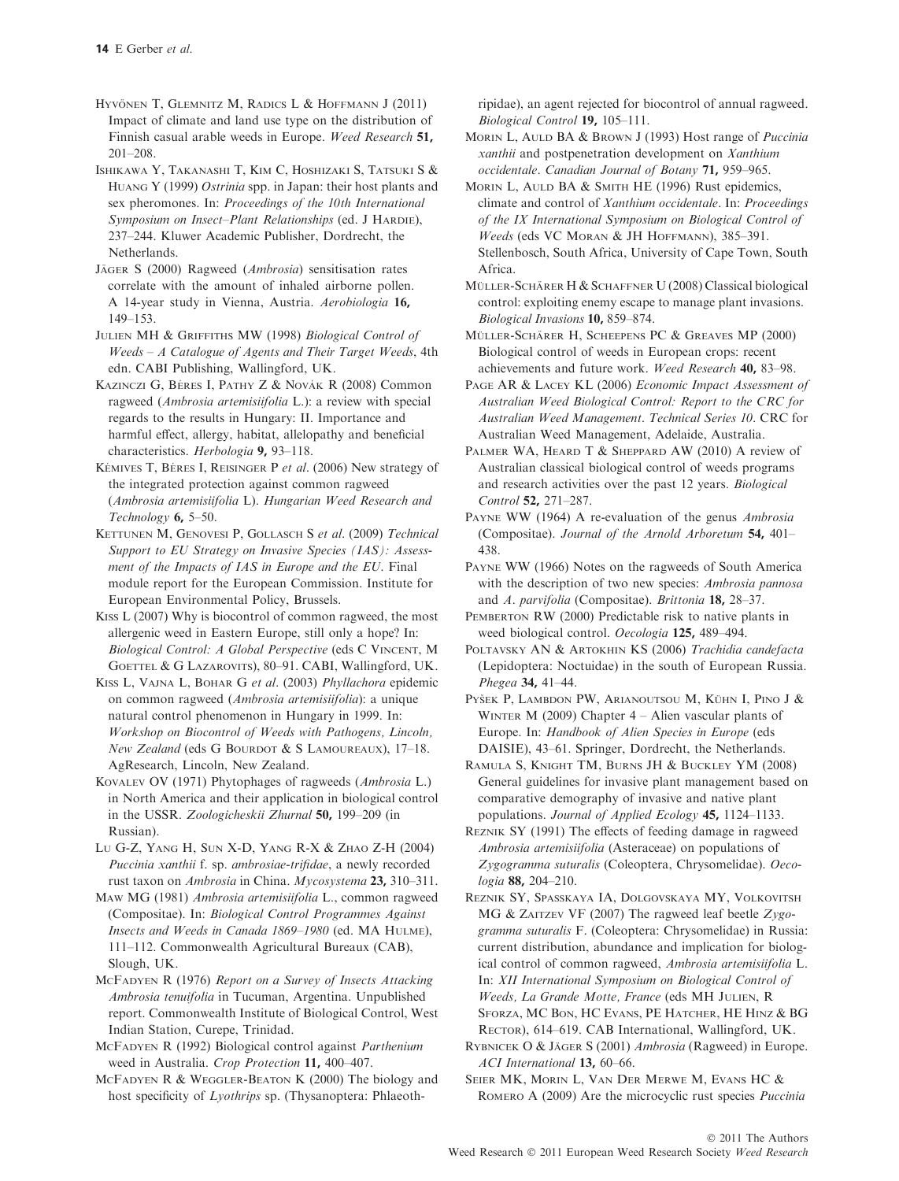Hyvönen T, Glemnitz M, Radics L & Hoffmann J (2011) Impact of climate and land use type on the distribution of Finnish casual arable weeds in Europe. *Weed Research* **51,** 201–208.

Ishikawa Y, Takanashi T, Kim C, Hoshizaki S, Tatsuki S & Huang Y (1999) *Ostrinia* spp. in Japan: their host plants and sex pheromones. In: *Proceedings of the 10th International Symposium on Insect–Plant Relationships* (ed. J Hardie), 237–244. Kluwer Academic Publisher, Dordrecht, the Netherlands.

Jäger S (2000) Ragweed (*Ambrosia*) sensitisation rates correlate with the amount of inhaled airborne pollen. A 14-year study in Vienna, Austria. *Aerobiologia* **16,** 149–153.

Julien MH & Griffiths MW (1998) *Biological Control of Weeds – A Catalogue of Agents and Their Target Weeds*, 4th edn. CABI Publishing, Wallingford, UK.

Kazinczi G, Béres I, Pathy Z & Novák R (2008) Common ragweed (*Ambrosia artemisiifolia* L.): a review with special regards to the results in Hungary: II. Importance and harmful effect, allergy, habitat, allelopathy and beneficial characteristics. *Herbologia* **9,** 93–118.

Kémives T, Béres I, Reisinger P *et al*. (2006) New strategy of the integrated protection against common ragweed (*Ambrosia artemisiifolia* L). *Hungarian Weed Research and Technology* **6,** 5–50.

Kettunen M, Genovesi P, Gollasch S *et al*. (2009) *Technical Support to EU Strategy on Invasive Species (IAS): Assessment of the Impacts of IAS in Europe and the EU*. Final module report for the European Commission. Institute for European Environmental Policy, Brussels.

Kiss L (2007) Why is biocontrol of common ragweed, the most allergenic weed in Eastern Europe, still only a hope? In: *Biological Control: A Global Perspective* (eds C Vincent, M Goettel & G Lazarovits), 80–91. CABI, Wallingford, UK.

Kiss L, Vajna L, Bohar G *et al*. (2003) *Phyllachora* epidemic on common ragweed (*Ambrosia artemisiifolia*): a unique natural control phenomenon in Hungary in 1999. In: *Workshop on Biocontrol of Weeds with Pathogens, Lincoln, New Zealand* (eds G Bourdot & S Lamoureaux), 17–18. AgResearch, Lincoln, New Zealand.

Kovalev OV (1971) Phytophages of ragweeds (*Ambrosia* L.) in North America and their application in biological control in the USSR. *Zoologicheskii Zhurnal* **50,** 199–209 (in Russian).

Lu G-Z, Yang H, Sun X-D, Yang R-X & Zhao Z-H (2004) *Puccinia xanthii* f. sp. *ambrosiae-trifidae*, a newly recorded rust taxon on *Ambrosia* in China. *Mycosystema* **23,** 310–311.

Maw MG (1981) *Ambrosia artemisiifolia* L., common ragweed (Compositae). In: *Biological Control Programmes Against Insects and Weeds in Canada 1869–1980* (ed. MA Hulme), 111–112. Commonwealth Agricultural Bureaux (CAB), Slough, UK.

McFadyen R (1976) *Report on a Survey of Insects Attacking Ambrosia tenuifolia* in Tucuman, Argentina. Unpublished report. Commonwealth Institute of Biological Control, West Indian Station, Curepe, Trinidad.

McFadyen R (1992) Biological control against *Parthenium* weed in Australia. *Crop Protection* **11,** 400–407.

McFadyen R & Weggler-Beaton K (2000) The biology and host specificity of *Lyothrips* sp. (Thysanoptera: Phlaeothripidae), an agent rejected for biocontrol of annual ragweed. *Biological Control* **19,** 105–111.

Morin L, Auld BA & Brown J (1993) Host range of *Puccinia xanthii* and postpenetration development on *Xanthium occidentale*. *Canadian Journal of Botany* **71,** 959–965.

Morin L, Auld BA & Smith HE (1996) Rust epidemics, climate and control of *Xanthium occidentale*. In: *Proceedings of the IX International Symposium on Biological Control of Weeds* (eds VC Moran & JH Hoffmann), 385–391. Stellenbosch, South Africa, University of Cape Town, South Africa.

Müller-Schärer H & Schaffner U (2008) Classical biological control: exploiting enemy escape to manage plant invasions. *Biological Invasions* **10,** 859–874.

Müller-Schärer H, Scheepens PC & Greaves MP (2000) Biological control of weeds in European crops: recent achievements and future work. *Weed Research* **40,** 83–98.

Page AR & Lacey KL (2006) *Economic Impact Assessment of Australian Weed Biological Control: Report to the CRC for Australian Weed Management. Technical Series 10*. CRC for Australian Weed Management, Adelaide, Australia.

Palmer WA, Heard T & Sheppard AW (2010) A review of Australian classical biological control of weeds programs and research activities over the past 12 years. *Biological Control* **52,** 271–287.

Payne WW (1964) A re-evaluation of the genus *Ambrosia* (Compositae). *Journal of the Arnold Arboretum* **54,** 401–438.

Payne WW (1966) Notes on the ragweeds of South America with the description of two new species: *Ambrosia pannosa* and *A. parvifolia* (Compositae). *Brittonia* **18,** 28–37.

Pemberton RW (2000) Predictable risk to native plants in weed biological control. *Oecologia* **125,** 489–494.

Poltavsky AN & Artokhin KS (2006) *Trachidia candefacta* (Lepidoptera: Noctuidae) in the south of European Russia. *Phegea* **34,** 41–44.

Pyšek P, Lambdon PW, Arianoutsou M, Kühn I, Pino J & Winter M (2009) Chapter 4 – Alien vascular plants of Europe. In: *Handbook of Alien Species in Europe* (eds DAISIE), 43–61. Springer, Dordrecht, the Netherlands.

Ramula S, Knight TM, Burns JH & Buckley YM (2008) General guidelines for invasive plant management based on comparative demography of invasive and native plant populations. *Journal of Applied Ecology* **45,** 1124–1133.

Reznik SY (1991) The effects of feeding damage in ragweed *Ambrosia artemisiifolia* (Asteraceae) on populations of *Zygogramma suturalis* (Coleoptera, Chrysomelidae). *Oecologia* **88,** 204–210.

Reznik SY, Spasskaya IA, Dolgovskaya MY, Volkovitsh MG & Zaitzev VF (2007) The ragweed leaf beetle *Zygogramma suturalis* F. (Coleoptera: Chrysomelidae) in Russia: current distribution, abundance and implication for biological control of common ragweed, *Ambrosia artemisiifolia* L. In: *XII International Symposium on Biological Control of Weeds, La Grande Motte, France* (eds MH Julien, R Sforza, MC Bon, HC Evans, PE Hatcher, HE Hinz & BG Rector), 614–619. CAB International, Wallingford, UK.

Rybnicek O & Jäger S (2001) *Ambrosia* (Ragweed) in Europe. *ACI International* **13,** 60–66.

Seier MK, Morin L, Van Der Merwe M, Evans HC & Romero A (2009) Are the microcyclic rust species *Puccinia*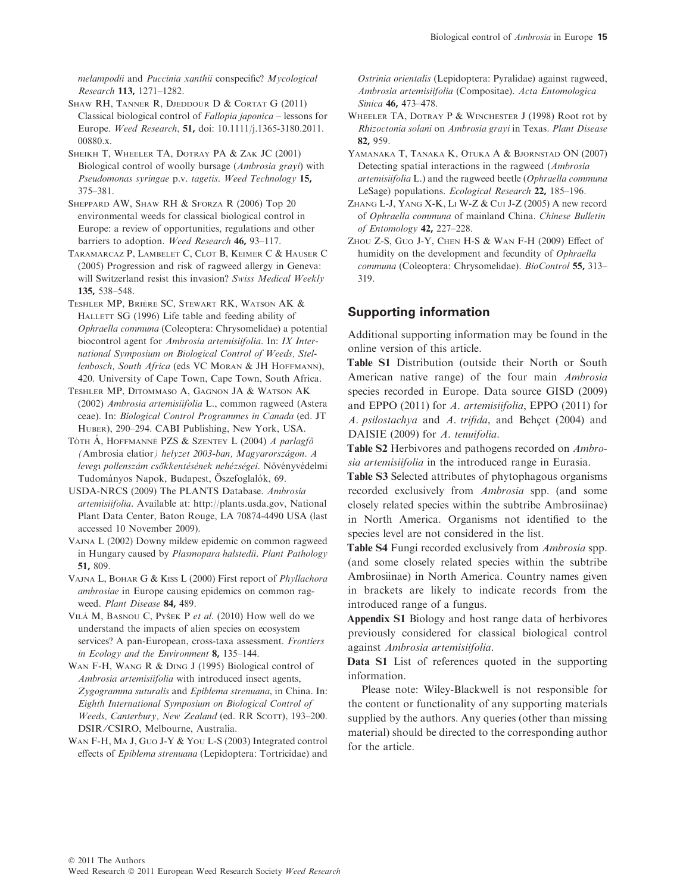*melampodii* and *Puccinia xanthii* conspecific? *Mycological Research* **113,** 1271–1282.

Shaw RH, Tanner R, Djeddour D & Cortat G (2011) Classical biological control of *Fallopia japonica* – lessons for Europe. *Weed Research*, **51,** doi: 10.1111/j.1365-3180.2011.00880.x.

Sheikh T, Wheeler TA, Dotray PA & Zak JC (2001) Biological control of woolly bursage (*Ambrosia grayi*) with *Pseudomonas syringae* p.v. *tagetis*. *Weed Technology* **15,** 375–381.

Sheppard AW, Shaw RH & Sforza R (2006) Top 20 environmental weeds for classical biological control in Europe: a review of opportunities, regulations and other barriers to adoption. *Weed Research* **46,** 93–117.

Taramarcaz P, Lambelet C, Clot B, Keimer C & Hauser C (2005) Progression and risk of ragweed allergy in Geneva: will Switzerland resist this invasion? *Swiss Medical Weekly* **135,** 538–548.

Teshler MP, Brière SC, Stewart RK, Watson AK & Hallett SG (1996) Life table and feeding ability of *Ophraella communa* (Coleoptera: Chrysomelidae) a potential biocontrol agent for *Ambrosia artemisiifolia*. In: *IX International Symposium on Biological Control of Weeds, Stellenbosch, South Africa* (eds VC Moran & JH Hoffmann), 420. University of Cape Town, Cape Town, South Africa.

Teshler MP, Ditommaso A, Gagnon JA & Watson AK (2002) *Ambrosia artemisiifolia* L., common ragweed (Asteraceae). In: *Biological Control Programmes in Canada* (ed. JT Huber), 290–294. CABI Publishing, New York, USA.

Tóth Á, Hoffmanné PZS & Szentey L (2004) *A parlagfű (*Ambrosia elatior*) helyzet 2003-ban, Magyarországon. A levegı pollenszám csökkentésének nehézségei*. Növényvédelmi Tudományos Napok, Budapest, Összefoglalók, 69.

USDA-NRCS (2009) The PLANTS Database. *Ambrosia artemisiifolia*. Available at: http://plants.usda.gov, National Plant Data Center, Baton Rouge, LA 70874-4490 USA (last accessed 10 November 2009).

Vajna L (2002) Downy mildew epidemic on common ragweed in Hungary caused by *Plasmopara halstedii*. *Plant Pathology* **51,** 809.

Vajna L, Bohar G & Kiss L (2000) First report of *Phyllachora ambrosiae* in Europe causing epidemics on common ragweed. *Plant Disease* **84,** 489.

Vilà M, Basnou C, Pyšek P *et al*. (2010) How well do we understand the impacts of alien species on ecosystem services? A pan-European, cross-taxa assessment. *Frontiers in Ecology and the Environment* **8,** 135–144.

Wan F-H, Wang R & Ding J (1995) Biological control of *Ambrosia artemisiifolia* with introduced insect agents, *Zygogramma suturalis* and *Epiblema strenuana*, in China. In: *Eighth International Symposium on Biological Control of Weeds, Canterbury, New Zealand* (ed. RR Scott), 193–200. DSIR/CSIRO, Melbourne, Australia.

Wan F-H, Ma J, Guo J-Y & You L-S (2003) Integrated control effects of *Epiblema strenuana* (Lepidoptera: Tortricidae) and *Ostrinia orientalis* (Lepidoptera: Pyralidae) against ragweed, *Ambrosia artemisiifolia* (Compositae). *Acta Entomologica Sinica* **46,** 473–478.

Wheeler TA, Dotray P & Winchester J (1998) Root rot by *Rhizoctonia solani* on *Ambrosia grayi* in Texas. *Plant Disease* **82,** 959.

Yamanaka T, Tanaka K, Otuka A & Bjornstad ON (2007) Detecting spatial interactions in the ragweed (*Ambrosia artemisiifolia* L.) and the ragweed beetle (*Ophraella communa* LeSage) populations. *Ecological Research* **22,** 185–196.

Zhang L-J, Yang X-K, Li W-Z & Cui J-Z (2005) A new record of *Ophraella communa* of mainland China. *Chinese Bulletin of Entomology* **42,** 227–228.

Zhou Z-S, Guo J-Y, Chen H-S & Wan F-H (2009) Effect of humidity on the development and fecundity of *Ophraella communa* (Coleoptera: Chrysomelidae). *BioControl* **55,** 313–319.

## Supporting information

Additional supporting information may be found in the online version of this article.

**Table S1** Distribution (outside their North or South American native range) of the four main *Ambrosia* species recorded in Europe. Data source GISD (2009) and EPPO (2011) for *A. artemisiifolia*, EPPO (2011) for *A. psilostachya* and *A. trifida*, and Behçet (2004) and DAISIE (2009) for *A. tenuifolia*.

**Table S2** Herbivores and pathogens recorded on *Ambrosia artemisiifolia* in the introduced range in Eurasia.

**Table S3** Selected attributes of phytophagous organisms recorded exclusively from *Ambrosia* spp. (and some closely related species within the subtribe Ambrosiinae) in North America. Organisms not identified to the species level are not considered in the list.

**Table S4** Fungi recorded exclusively from *Ambrosia* spp. (and some closely related species within the subtribe Ambrosiinae) in North America. Country names given in brackets are likely to indicate records from the introduced range of a fungus.

**Appendix S1** Biology and host range data of herbivores previously considered for classical biological control against *Ambrosia artemisiifolia*.

**Data S1** List of references quoted in the supporting information.

Please note: Wiley-Blackwell is not responsible for the content or functionality of any supporting materials supplied by the authors. Any queries (other than missing material) should be directed to the corresponding author for the article.